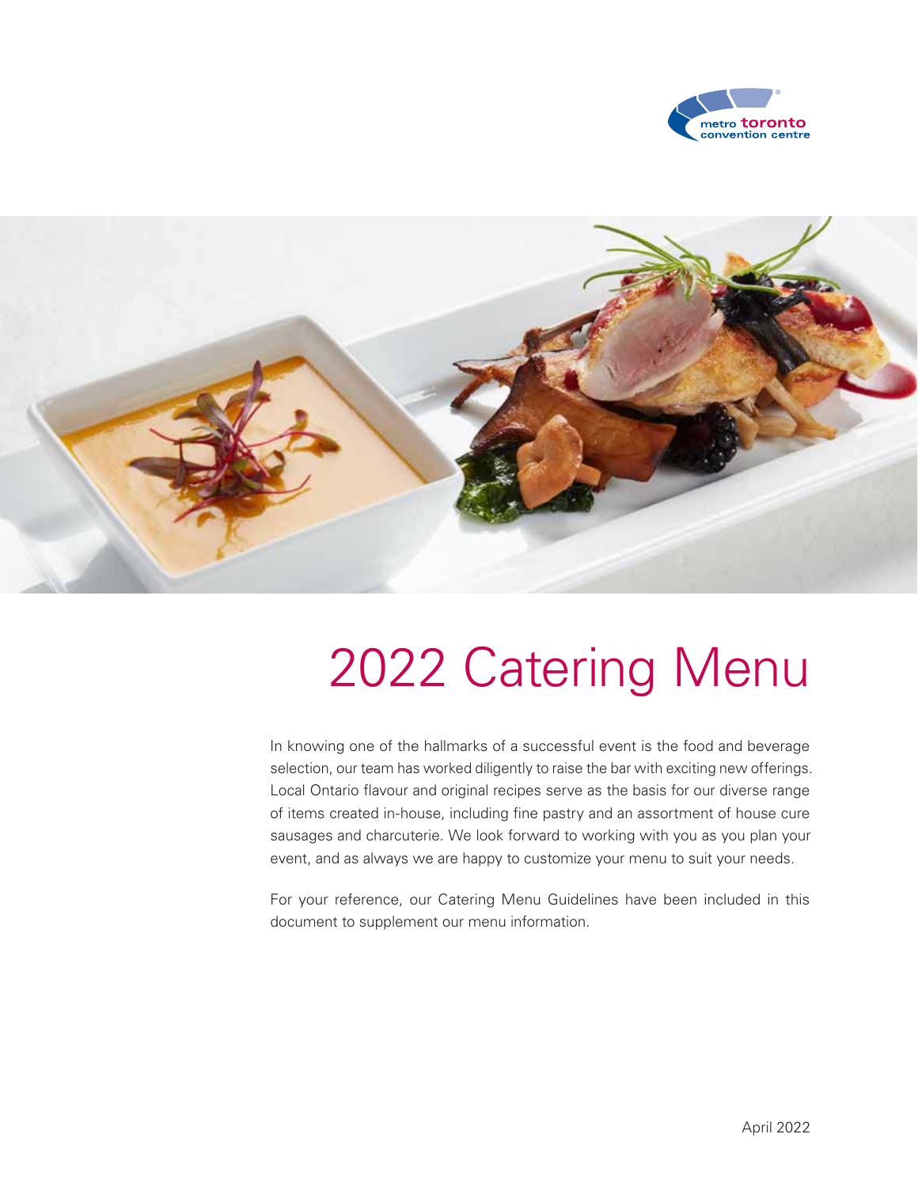metro toronto convention centre

# 2022 Catering Menu

In knowing one of the hallmarks of a successful event is the food and beverage selection, our team has worked diligently to raise the bar with exciting new offerings. Local Ontario flavour and original recipes serve as the basis for our diverse range of items created in-house, including fine pastry and an assortment of house cure sausages and charcuterie. We look forward to working with you as you plan your event, and as always we are happy to customize your menu to suit your needs.

For your reference, our Catering Menu Guidelines have been included in this document to supplement our menu information.

April 2022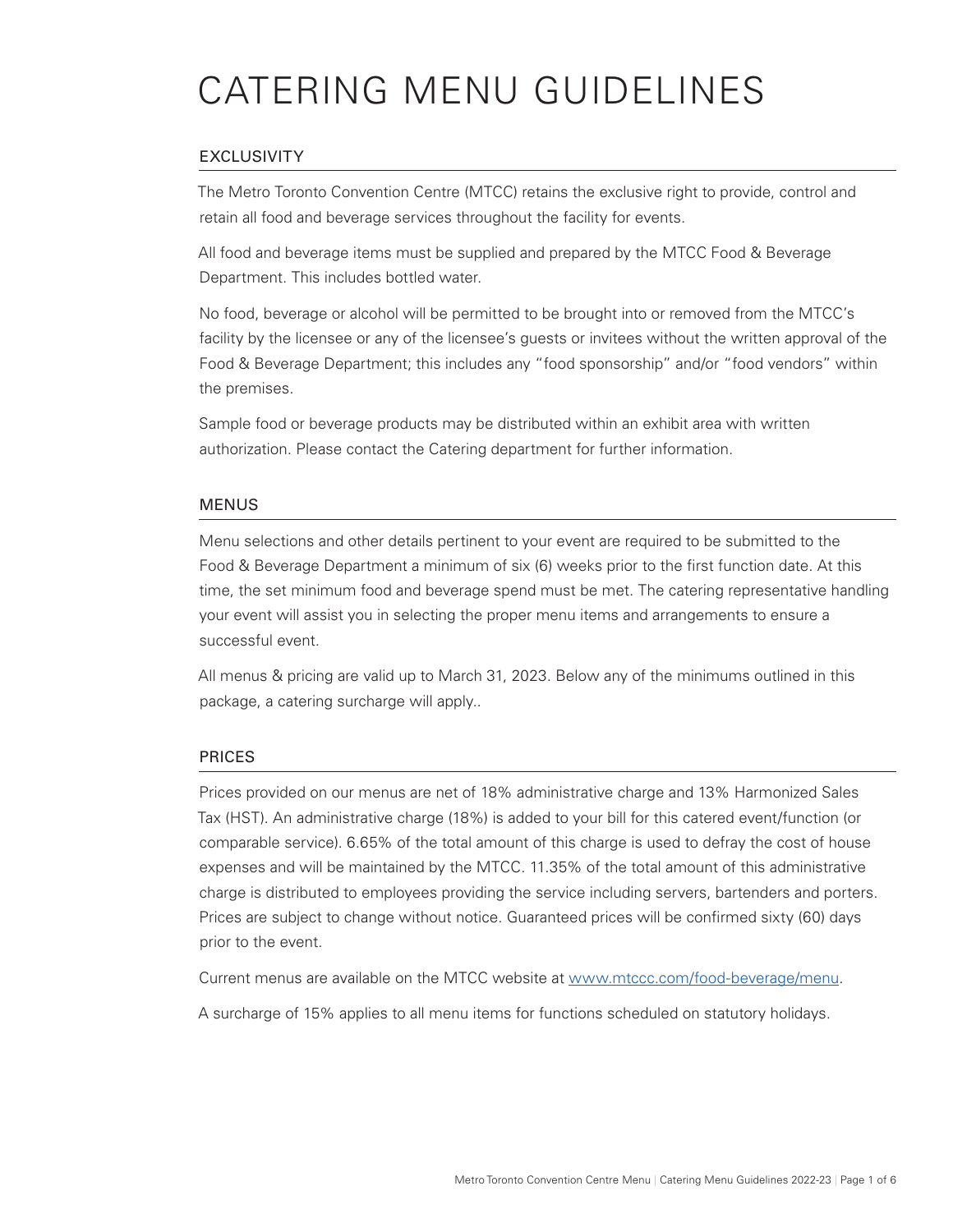# CATERING MENU GUIDELINES

## EXCLUSIVITY

The Metro Toronto Convention Centre (MTCC) retains the exclusive right to provide, control and retain all food and beverage services throughout the facility for events.

All food and beverage items must be supplied and prepared by the MTCC Food & Beverage Department. This includes bottled water.

No food, beverage or alcohol will be permitted to be brought into or removed from the MTCC's facility by the licensee or any of the licensee's guests or invitees without the written approval of the Food & Beverage Department; this includes any "food sponsorship" and/or "food vendors" within the premises.

Sample food or beverage products may be distributed within an exhibit area with written authorization. Please contact the Catering department for further information.

## MENUS

Menu selections and other details pertinent to your event are required to be submitted to the Food & Beverage Department a minimum of six (6) weeks prior to the first function date. At this time, the set minimum food and beverage spend must be met. The catering representative handling your event will assist you in selecting the proper menu items and arrangements to ensure a successful event.

All menus & pricing are valid up to March 31, 2023. Below any of the minimums outlined in this package, a catering surcharge will apply..

## PRICES

Prices provided on our menus are net of 18% administrative charge and 13% Harmonized Sales Tax (HST). An administrative charge (18%) is added to your bill for this catered event/function (or comparable service). 6.65% of the total amount of this charge is used to defray the cost of house expenses and will be maintained by the MTCC. 11.35% of the total amount of this administrative charge is distributed to employees providing the service including servers, bartenders and porters. Prices are subject to change without notice. Guaranteed prices will be confirmed sixty (60) days prior to the event.

Current menus are available on the MTCC website at [www.mtccc.com/food-beverage/menu](http://www.mtccc.com/food-beverage/menu).

A surcharge of 15% applies to all menu items for functions scheduled on statutory holidays.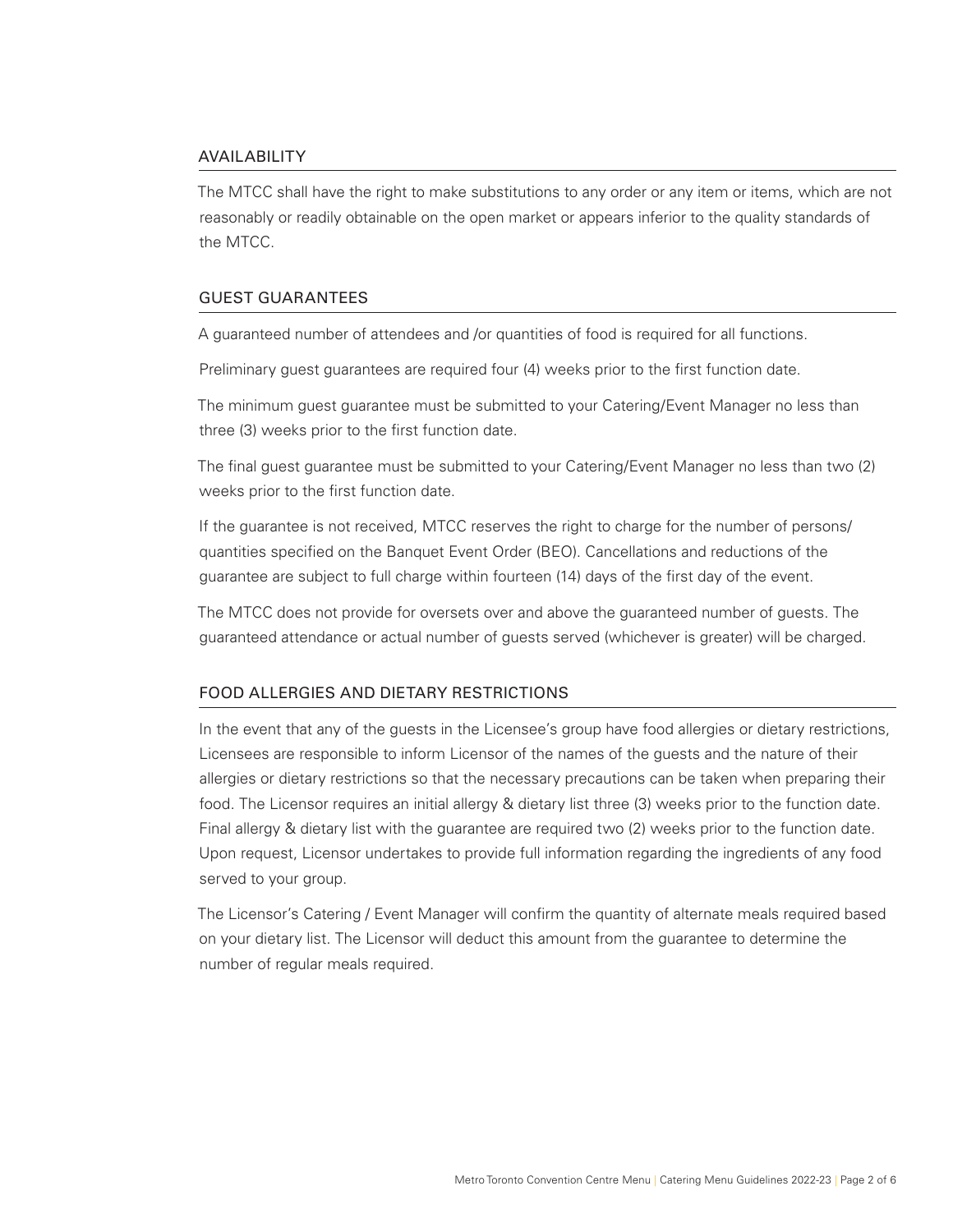## AVAILABILITY

The MTCC shall have the right to make substitutions to any order or any item or items, which are not reasonably or readily obtainable on the open market or appears inferior to the quality standards of the MTCC.

## GUEST GUARANTEES

A guaranteed number of attendees and /or quantities of food is required for all functions.

Preliminary guest guarantees are required four (4) weeks prior to the first function date.

The minimum guest guarantee must be submitted to your Catering/Event Manager no less than three (3) weeks prior to the first function date.

The final guest guarantee must be submitted to your Catering/Event Manager no less than two (2) weeks prior to the first function date.

If the guarantee is not received, MTCC reserves the right to charge for the number of persons/ quantities specified on the Banquet Event Order (BEO). Cancellations and reductions of the guarantee are subject to full charge within fourteen (14) days of the first day of the event.

The MTCC does not provide for oversets over and above the guaranteed number of guests. The guaranteed attendance or actual number of guests served (whichever is greater) will be charged.

## FOOD ALLERGIES AND DIETARY RESTRICTIONS

In the event that any of the guests in the Licensee's group have food allergies or dietary restrictions, Licensees are responsible to inform Licensor of the names of the guests and the nature of their allergies or dietary restrictions so that the necessary precautions can be taken when preparing their food. The Licensor requires an initial allergy & dietary list three (3) weeks prior to the function date. Final allergy & dietary list with the guarantee are required two (2) weeks prior to the function date. Upon request, Licensor undertakes to provide full information regarding the ingredients of any food served to your group.

The Licensor's Catering / Event Manager will confirm the quantity of alternate meals required based on your dietary list. The Licensor will deduct this amount from the guarantee to determine the number of regular meals required.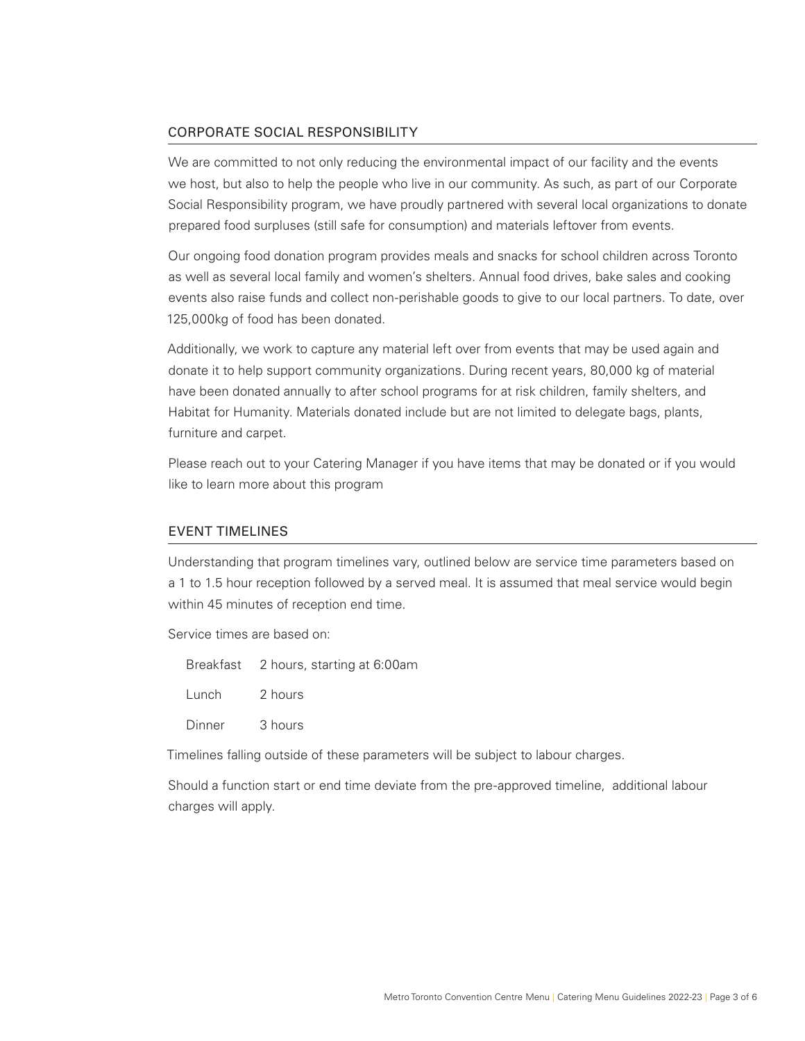## CORPORATE SOCIAL RESPONSIBILITY

We are committed to not only reducing the environmental impact of our facility and the events we host, but also to help the people who live in our community. As such, as part of our Corporate Social Responsibility program, we have proudly partnered with several local organizations to donate prepared food surpluses (still safe for consumption) and materials leftover from events.

Our ongoing food donation program provides meals and snacks for school children across Toronto as well as several local family and women's shelters. Annual food drives, bake sales and cooking events also raise funds and collect non-perishable goods to give to our local partners. To date, over 125,000kg of food has been donated.

Additionally, we work to capture any material left over from events that may be used again and donate it to help support community organizations. During recent years, 80,000 kg of material have been donated annually to after school programs for at risk children, family shelters, and Habitat for Humanity. Materials donated include but are not limited to delegate bags, plants, furniture and carpet.

Please reach out to your Catering Manager if you have items that may be donated or if you would like to learn more about this program

## EVENT TIMELINES

Understanding that program timelines vary, outlined below are service time parameters based on a 1 to 1.5 hour reception followed by a served meal. It is assumed that meal service would begin within 45 minutes of reception end time.

Service times are based on:

| | |
|---|---|
| Breakfast | 2 hours, starting at 6:00am |
| Lunch | 2 hours |
| Dinner | 3 hours |

Timelines falling outside of these parameters will be subject to labour charges.

Should a function start or end time deviate from the pre-approved timeline, additional labour charges will apply.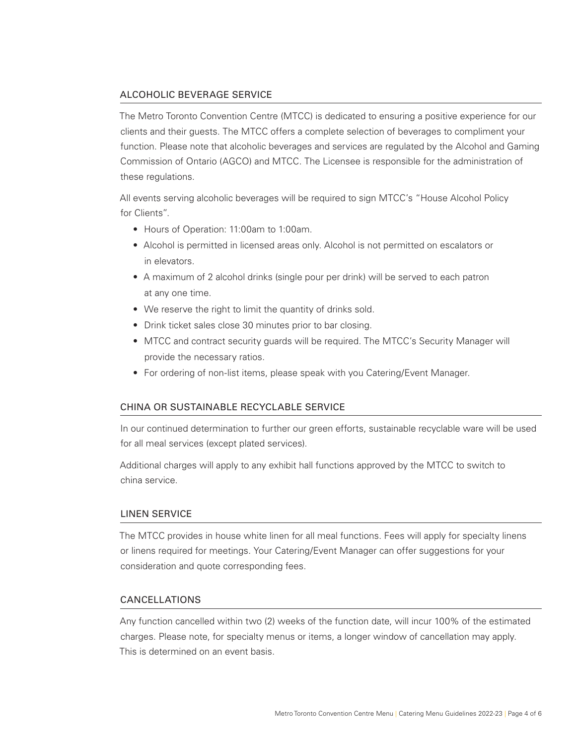## ALCOHOLIC BEVERAGE SERVICE

The Metro Toronto Convention Centre (MTCC) is dedicated to ensuring a positive experience for our clients and their guests. The MTCC offers a complete selection of beverages to compliment your function. Please note that alcoholic beverages and services are regulated by the Alcohol and Gaming Commission of Ontario (AGCO) and MTCC. The Licensee is responsible for the administration of these regulations.

All events serving alcoholic beverages will be required to sign MTCC's "House Alcohol Policy for Clients".

- Hours of Operation: 11:00am to 1:00am.
- Alcohol is permitted in licensed areas only. Alcohol is not permitted on escalators or in elevators.
- A maximum of 2 alcohol drinks (single pour per drink) will be served to each patron at any one time.
- We reserve the right to limit the quantity of drinks sold.
- Drink ticket sales close 30 minutes prior to bar closing.
- MTCC and contract security guards will be required. The MTCC's Security Manager will provide the necessary ratios.
- For ordering of non-list items, please speak with you Catering/Event Manager.

## CHINA OR SUSTAINABLE RECYCLABLE SERVICE

In our continued determination to further our green efforts, sustainable recyclable ware will be used for all meal services (except plated services).

Additional charges will apply to any exhibit hall functions approved by the MTCC to switch to china service.

## LINEN SERVICE

The MTCC provides in house white linen for all meal functions. Fees will apply for specialty linens or linens required for meetings. Your Catering/Event Manager can offer suggestions for your consideration and quote corresponding fees.

## CANCELLATIONS

Any function cancelled within two (2) weeks of the function date, will incur 100% of the estimated charges. Please note, for specialty menus or items, a longer window of cancellation may apply. This is determined on an event basis.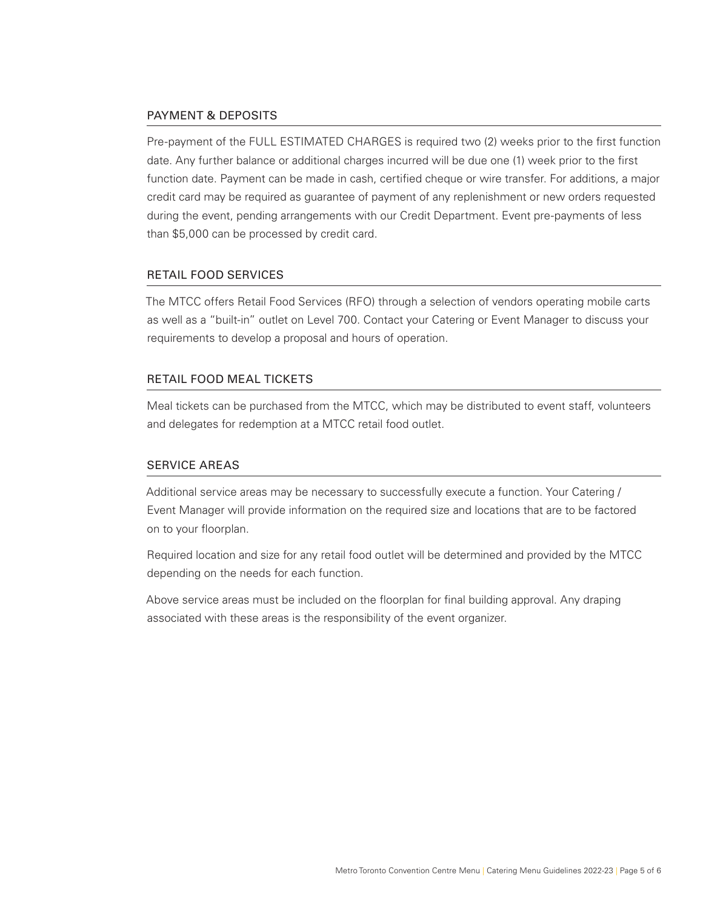## PAYMENT & DEPOSITS

Pre-payment of the FULL ESTIMATED CHARGES is required two (2) weeks prior to the first function date. Any further balance or additional charges incurred will be due one (1) week prior to the first function date. Payment can be made in cash, certified cheque or wire transfer. For additions, a major credit card may be required as guarantee of payment of any replenishment or new orders requested during the event, pending arrangements with our Credit Department. Event pre-payments of less than $5,000 can be processed by credit card.

## RETAIL FOOD SERVICES

The MTCC offers Retail Food Services (RFO) through a selection of vendors operating mobile carts as well as a "built-in" outlet on Level 700. Contact your Catering or Event Manager to discuss your requirements to develop a proposal and hours of operation.

## RETAIL FOOD MEAL TICKETS

Meal tickets can be purchased from the MTCC, which may be distributed to event staff, volunteers and delegates for redemption at a MTCC retail food outlet.

## SERVICE AREAS

Additional service areas may be necessary to successfully execute a function. Your Catering / Event Manager will provide information on the required size and locations that are to be factored on to your floorplan.

Required location and size for any retail food outlet will be determined and provided by the MTCC depending on the needs for each function.

Above service areas must be included on the floorplan for final building approval. Any draping associated with these areas is the responsibility of the event organizer.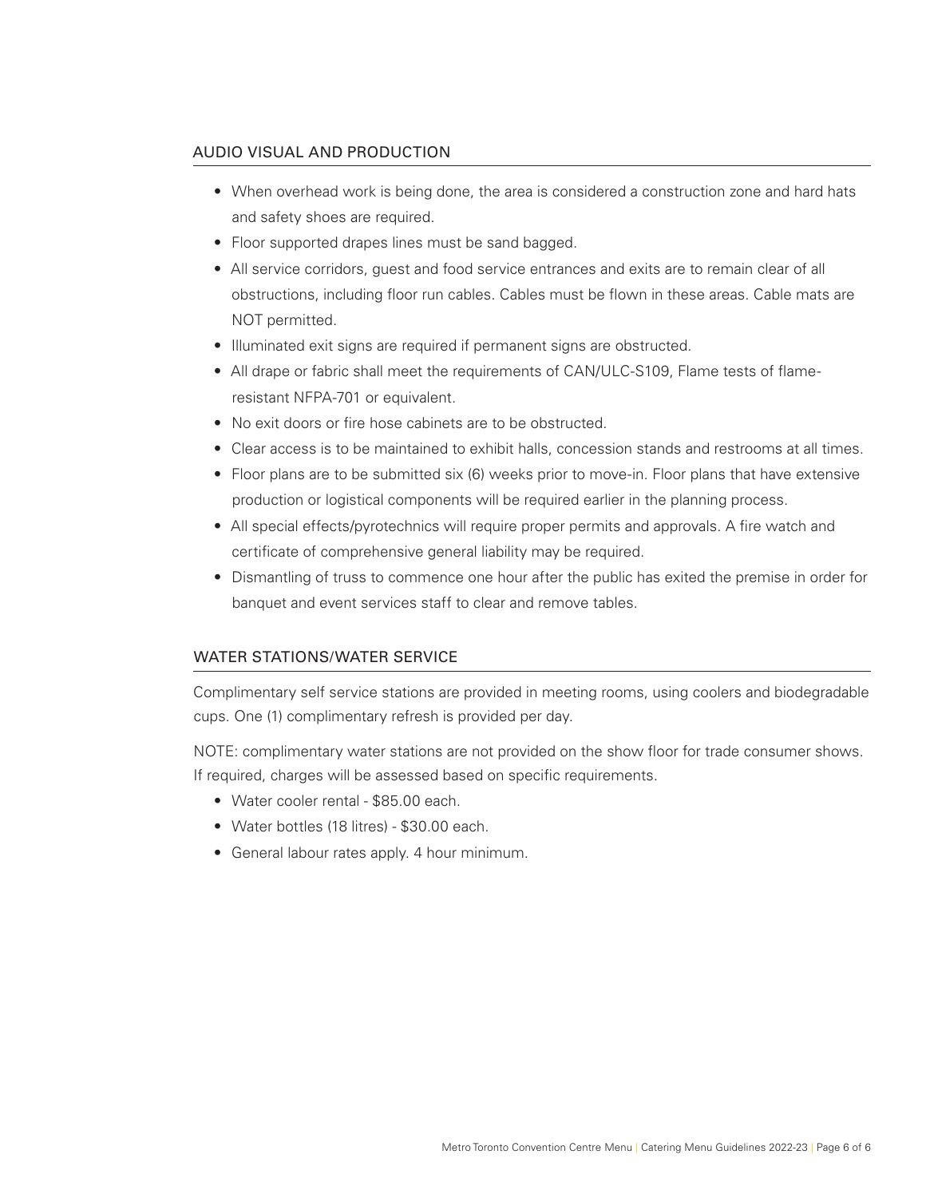## AUDIO VISUAL AND PRODUCTION

- When overhead work is being done, the area is considered a construction zone and hard hats and safety shoes are required.
- Floor supported drapes lines must be sand bagged.
- All service corridors, guest and food service entrances and exits are to remain clear of all obstructions, including floor run cables. Cables must be flown in these areas. Cable mats are NOT permitted.
- Illuminated exit signs are required if permanent signs are obstructed.
- All drape or fabric shall meet the requirements of CAN/ULC-S109, Flame tests of flame-resistant NFPA-701 or equivalent.
- No exit doors or fire hose cabinets are to be obstructed.
- Clear access is to be maintained to exhibit halls, concession stands and restrooms at all times.
- Floor plans are to be submitted six (6) weeks prior to move-in. Floor plans that have extensive production or logistical components will be required earlier in the planning process.
- All special effects/pyrotechnics will require proper permits and approvals. A fire watch and certificate of comprehensive general liability may be required.
- Dismantling of truss to commence one hour after the public has exited the premise in order for banquet and event services staff to clear and remove tables.

## WATER STATIONS/WATER SERVICE

Complimentary self service stations are provided in meeting rooms, using coolers and biodegradable cups. One (1) complimentary refresh is provided per day.

NOTE: complimentary water stations are not provided on the show floor for trade consumer shows. If required, charges will be assessed based on specific requirements.

- Water cooler rental - $85.00 each.
- Water bottles (18 litres) - $30.00 each.
- General labour rates apply. 4 hour minimum.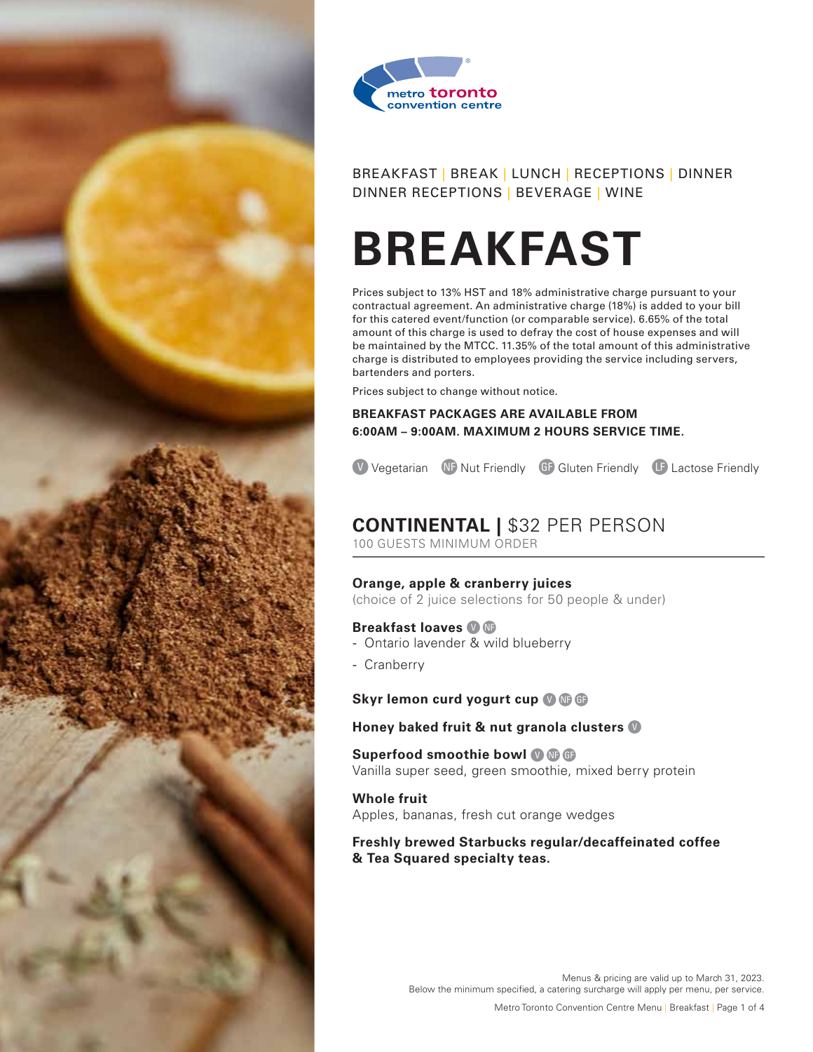BREAKFAST | BREAK | LUNCH | RECEPTIONS | DINNER
DINNER RECEPTIONS | BEVERAGE | WINE

# BREAKFAST

Prices subject to 13% HST and 18% administrative charge pursuant to your contractual agreement. An administrative charge (18%) is added to your bill for this catered event/function (or comparable service). 6.65% of the total amount of this charge is used to defray the cost of house expenses and will be maintained by the MTCC. 11.35% of the total amount of this administrative charge is distributed to employees providing the service including servers, bartenders and porters.

Prices subject to change without notice.

**BREAKFAST PACKAGES ARE AVAILABLE FROM 6:00AM – 9:00AM. MAXIMUM 2 HOURS SERVICE TIME.**

V Vegetarian   NF Nut Friendly   GF Gluten Friendly   LF Lactose Friendly

## CONTINENTAL | $32 PER PERSON

100 GUESTS MINIMUM ORDER

**Orange, apple & cranberry juices**
(choice of 2 juice selections for 50 people & under)

**Breakfast loaves** V NF
- Ontario lavender & wild blueberry
- Cranberry

**Skyr lemon curd yogurt cup** V NF GF

**Honey baked fruit & nut granola clusters** V

**Superfood smoothie bowl** V NF GF
Vanilla super seed, green smoothie, mixed berry protein

**Whole fruit**
Apples, bananas, fresh cut orange wedges

**Freshly brewed Starbucks regular/decaffeinated coffee & Tea Squared specialty teas.**

Menus & pricing are valid up to March 31, 2023.
Below the minimum specified, a catering surcharge will apply per menu, per service.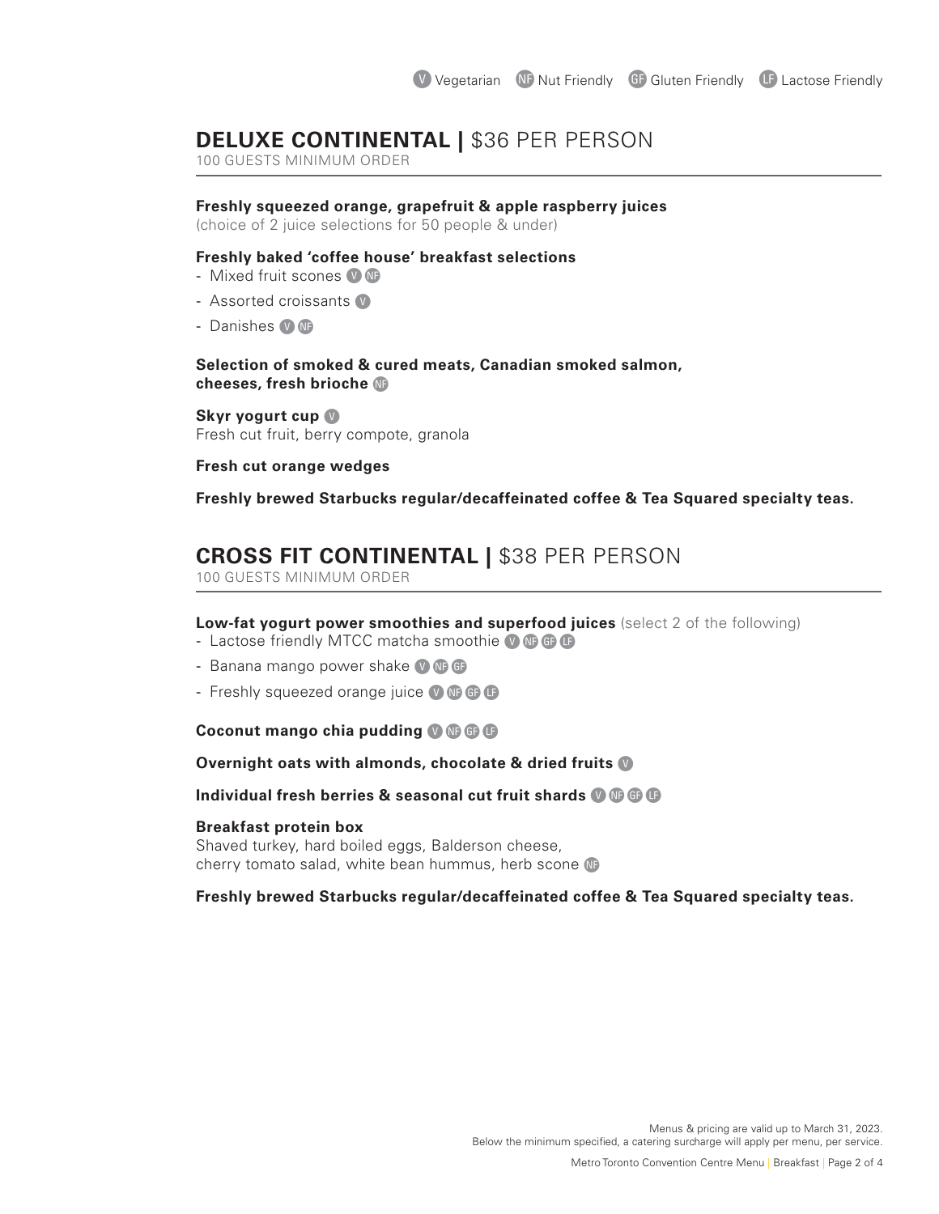Ⓥ Vegetarian ⓃⒻ Nut Friendly ⒼⒻ Gluten Friendly ⓁⒻ Lactose Friendly

## DELUXE CONTINENTAL | $36 PER PERSON

100 GUESTS MINIMUM ORDER

**Freshly squeezed orange, grapefruit & apple raspberry juices**
(choice of 2 juice selections for 50 people & under)

**Freshly baked 'coffee house' breakfast selections**

- Mixed fruit scones V NF
- Assorted croissants V
- Danishes V NF

**Selection of smoked & cured meats, Canadian smoked salmon, cheeses, fresh brioche** NF

**Skyr yogurt cup** V
Fresh cut fruit, berry compote, granola

**Fresh cut orange wedges**

**Freshly brewed Starbucks regular/decaffeinated coffee & Tea Squared specialty teas.**

## CROSS FIT CONTINENTAL | $38 PER PERSON

100 GUESTS MINIMUM ORDER

**Low-fat yogurt power smoothies and superfood juices** (select 2 of the following)

- Lactose friendly MTCC matcha smoothie V NF GF LF
- Banana mango power shake V NF GF
- Freshly squeezed orange juice V NF GF LF

**Coconut mango chia pudding** V NF GF LF

**Overnight oats with almonds, chocolate & dried fruits** V

**Individual fresh berries & seasonal cut fruit shards** V NF GF LF

**Breakfast protein box**
Shaved turkey, hard boiled eggs, Balderson cheese, cherry tomato salad, white bean hummus, herb scone NF

**Freshly brewed Starbucks regular/decaffeinated coffee & Tea Squared specialty teas.**

Menus & pricing are valid up to March 31, 2023.
Below the minimum specified, a catering surcharge will apply per menu, per service.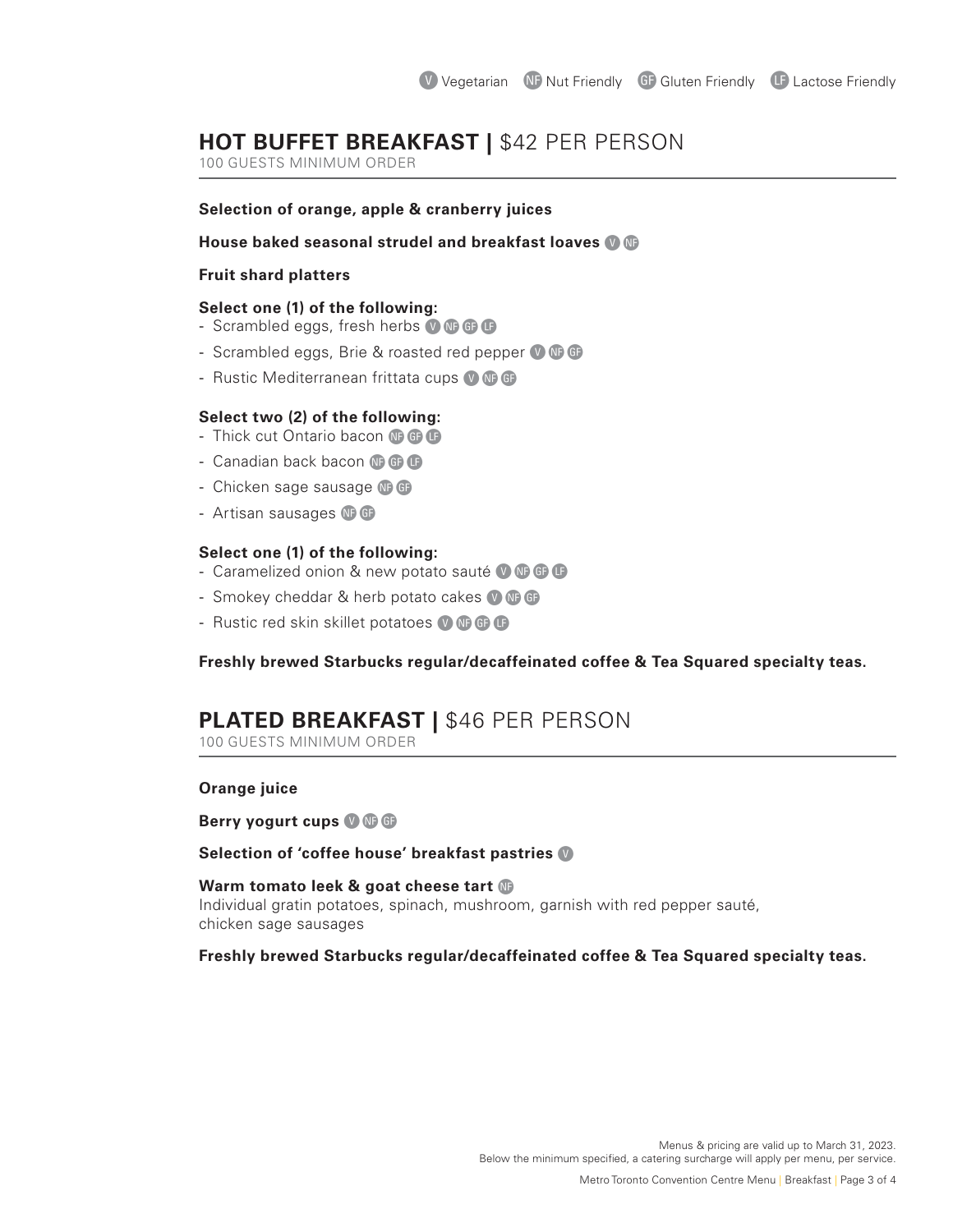V Vegetarian NF Nut Friendly GF Gluten Friendly LF Lactose Friendly

## HOT BUFFET BREAKFAST | $42 PER PERSON

100 GUESTS MINIMUM ORDER

**Selection of orange, apple & cranberry juices**

**House baked seasonal strudel and breakfast loaves** V NF

**Fruit shard platters**

**Select one (1) of the following:**
- Scrambled eggs, fresh herbs V NF GF LF
- Scrambled eggs, Brie & roasted red pepper V NF GF
- Rustic Mediterranean frittata cups V NF GF

**Select two (2) of the following:**
- Thick cut Ontario bacon NF GF LF
- Canadian back bacon NF GF LF
- Chicken sage sausage NF GF
- Artisan sausages NF GF

**Select one (1) of the following:**
- Caramelized onion & new potato sauté V NF GF LF
- Smokey cheddar & herb potato cakes V NF GF
- Rustic red skin skillet potatoes V NF GF LF

**Freshly brewed Starbucks regular/decaffeinated coffee & Tea Squared specialty teas.**

## PLATED BREAKFAST | $46 PER PERSON

100 GUESTS MINIMUM ORDER

**Orange juice**

**Berry yogurt cups** V NF GF

**Selection of 'coffee house' breakfast pastries** V

**Warm tomato leek & goat cheese tart** NF
Individual gratin potatoes, spinach, mushroom, garnish with red pepper sauté, chicken sage sausages

**Freshly brewed Starbucks regular/decaffeinated coffee & Tea Squared specialty teas.**

Menus & pricing are valid up to March 31, 2023.
Below the minimum specified, a catering surcharge will apply per menu, per service.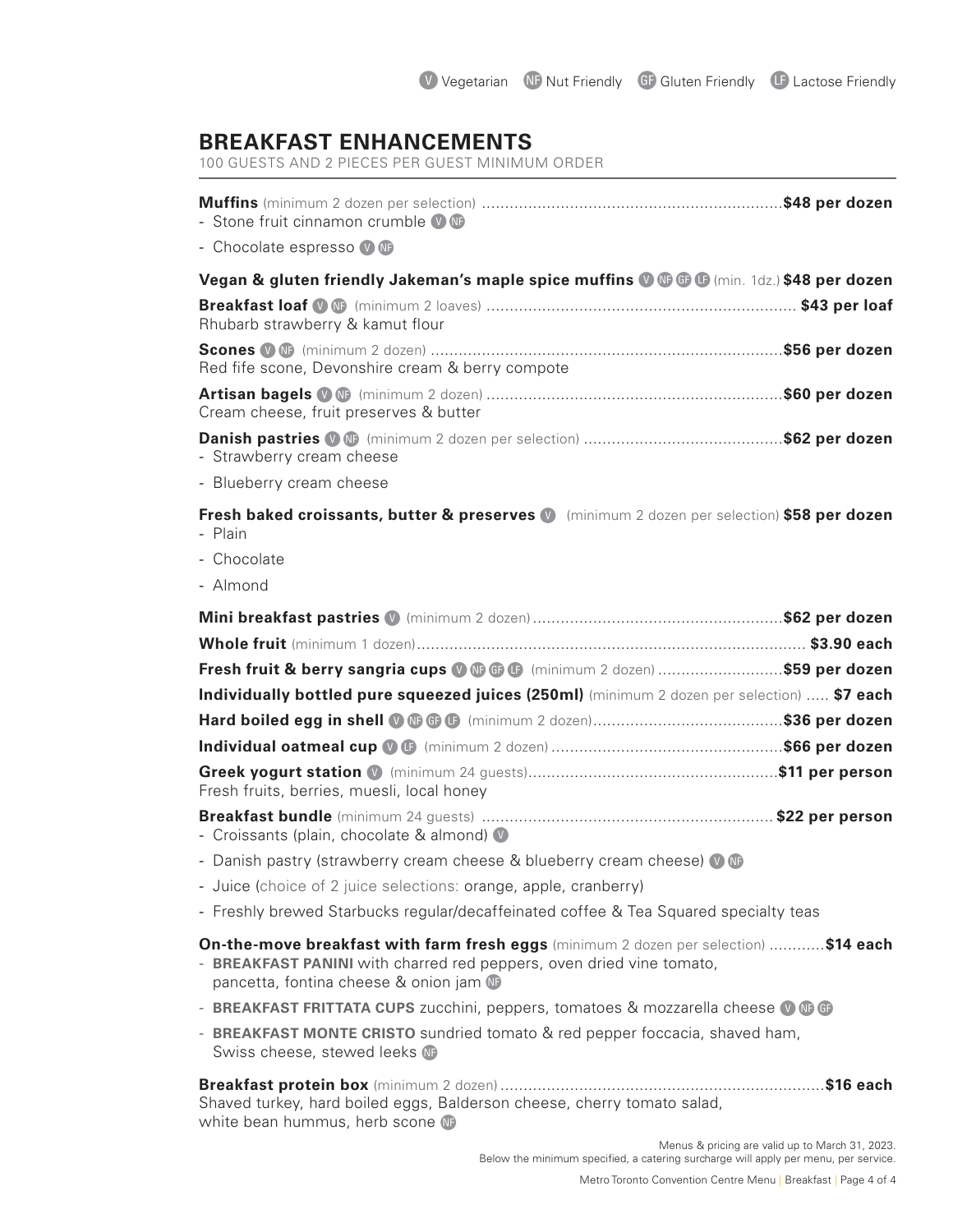(V) Vegetarian (NF) Nut Friendly (GF) Gluten Friendly (LF) Lactose Friendly

## BREAKFAST ENHANCEMENTS

100 GUESTS AND 2 PIECES PER GUEST MINIMUM ORDER

**Muffins** (minimum 2 dozen per selection) ................ **$48 per dozen**
- Stone fruit cinnamon crumble (V) (NF)
- Chocolate espresso (V) (NF)

**Vegan & gluten friendly Jakeman's maple spice muffins** (V) (NF) (GF) (LF) (min. 1dz.) **$48 per dozen**

**Breakfast loaf** (V) (NF) (minimum 2 loaves) ................ **$43 per loaf**
Rhubarb strawberry & kamut flour

**Scones** (V) (NF) (minimum 2 dozen) ................ **$56 per dozen**
Red fife scone, Devonshire cream & berry compote

**Artisan bagels** (V) (NF) (minimum 2 dozen) ................ **$60 per dozen**
Cream cheese, fruit preserves & butter

**Danish pastries** (V) (NF) (minimum 2 dozen per selection) ................ **$62 per dozen**
- Strawberry cream cheese
- Blueberry cream cheese

**Fresh baked croissants, butter & preserves** (V) (minimum 2 dozen per selection) **$58 per dozen**
- Plain
- Chocolate
- Almond

**Mini breakfast pastries** (V) (minimum 2 dozen) ................ **$62 per dozen**

**Whole fruit** (minimum 1 dozen) ................ **$3.90 each**

**Fresh fruit & berry sangria cups** (V) (NF) (GF) (LF) (minimum 2 dozen) ................ **$59 per dozen**

**Individually bottled pure squeezed juices (250ml)** (minimum 2 dozen per selection) ..... **$7 each**

**Hard boiled egg in shell** (V) (NF) (GF) (LF) (minimum 2 dozen) ................ **$36 per dozen**

**Individual oatmeal cup** (V) (LF) (minimum 2 dozen) ................ **$66 per dozen**

**Greek yogurt station** (V) (minimum 24 guests) ................ **$11 per person**
Fresh fruits, berries, muesli, local honey

**Breakfast bundle** (minimum 24 guests) ................ **$22 per person**
- Croissants (plain, chocolate & almond) (V)
- Danish pastry (strawberry cream cheese & blueberry cream cheese) (V) (NF)
- Juice (choice of 2 juice selections: orange, apple, cranberry)
- Freshly brewed Starbucks regular/decaffeinated coffee & Tea Squared specialty teas

**On-the-move breakfast with farm fresh eggs** (minimum 2 dozen per selection) ............ **$14 each**
- **BREAKFAST PANINI** with charred red peppers, oven dried vine tomato, pancetta, fontina cheese & onion jam (NF)
- **BREAKFAST FRITTATA CUPS** zucchini, peppers, tomatoes & mozzarella cheese (V) (NF) (GF)
- **BREAKFAST MONTE CRISTO** sundried tomato & red pepper foccacia, shaved ham, Swiss cheese, stewed leeks (NF)

**Breakfast protein box** (minimum 2 dozen) ................ **$16 each**
Shaved turkey, hard boiled eggs, Balderson cheese, cherry tomato salad, white bean hummus, herb scone (NF)

Menus & pricing are valid up to March 31, 2023.
Below the minimum specified, a catering surcharge will apply per menu, per service.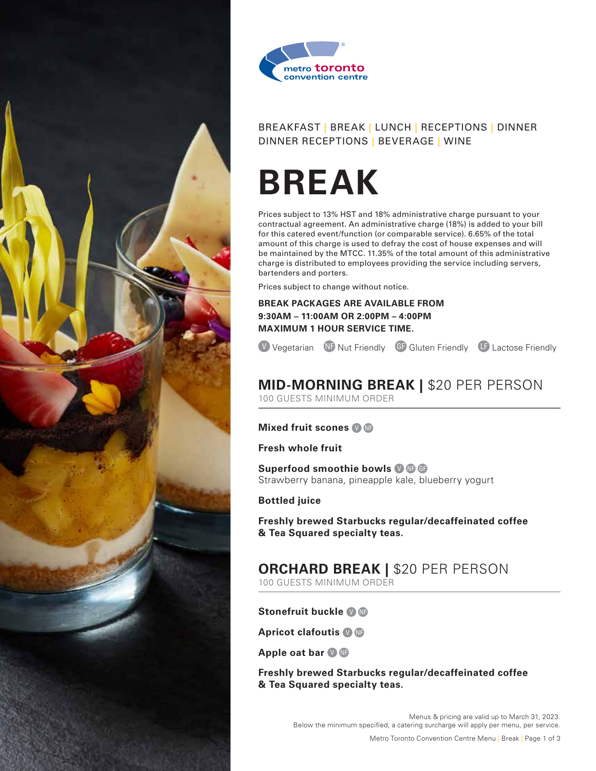metro toronto convention centre

BREAKFAST | BREAK | LUNCH | RECEPTIONS | DINNER
DINNER RECEPTIONS | BEVERAGE | WINE

# BREAK

Prices subject to 13% HST and 18% administrative charge pursuant to your contractual agreement. An administrative charge (18%) is added to your bill for this catered event/function (or comparable service). 6.65% of the total amount of this charge is used to defray the cost of house expenses and will be maintained by the MTCC. 11.35% of the total amount of this administrative charge is distributed to employees providing the service including servers, bartenders and porters.

Prices subject to change without notice.

**BREAK PACKAGES ARE AVAILABLE FROM 9:30AM – 11:00AM OR 2:00PM – 4:00PM**
**MAXIMUM 1 HOUR SERVICE TIME.**

V Vegetarian  NF Nut Friendly  GF Gluten Friendly  LF Lactose Friendly

## MID-MORNING BREAK | $20 PER PERSON

100 GUESTS MINIMUM ORDER

**Mixed fruit scones** V NF

**Fresh whole fruit**

**Superfood smoothie bowls** V NF GF
Strawberry banana, pineapple kale, blueberry yogurt

**Bottled juice**

**Freshly brewed Starbucks regular/decaffeinated coffee & Tea Squared specialty teas.**

## ORCHARD BREAK | $20 PER PERSON

100 GUESTS MINIMUM ORDER

**Stonefruit buckle** V NF

**Apricot clafoutis** V NF

**Apple oat bar** V NF

**Freshly brewed Starbucks regular/decaffeinated coffee & Tea Squared specialty teas.**

Menus & pricing are valid up to March 31, 2023.
Below the minimum specified, a catering surcharge will apply per menu, per service.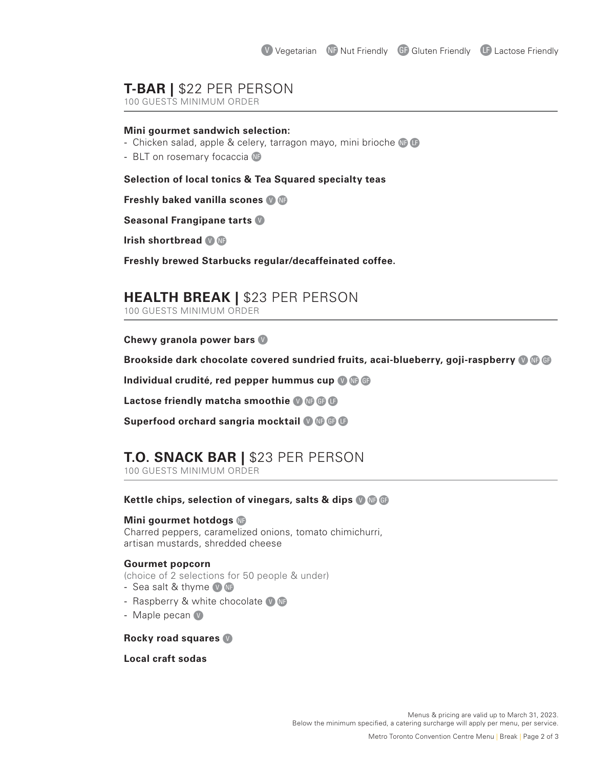V Vegetarian NF Nut Friendly GF Gluten Friendly LF Lactose Friendly

## **T-BAR |** $22 PER PERSON

100 GUESTS MINIMUM ORDER

**Mini gourmet sandwich selection:**

- Chicken salad, apple & celery, tarragon mayo, mini brioche NF LF
- BLT on rosemary focaccia NF

**Selection of local tonics & Tea Squared specialty teas**

**Freshly baked vanilla scones** V NF

**Seasonal Frangipane tarts** V

**Irish shortbread** V NF

**Freshly brewed Starbucks regular/decaffeinated coffee.**

## **HEALTH BREAK |** $23 PER PERSON

100 GUESTS MINIMUM ORDER

**Chewy granola power bars** V

**Brookside dark chocolate covered sundried fruits, acai-blueberry, goji-raspberry** V NF GF

**Individual crudité, red pepper hummus cup** V NF GF

**Lactose friendly matcha smoothie** V NF GF LF

**Superfood orchard sangria mocktail** V NF GF LF

## **T.O. SNACK BAR |** $23 PER PERSON

100 GUESTS MINIMUM ORDER

**Kettle chips, selection of vinegars, salts & dips** V NF GF

**Mini gourmet hotdogs** NF
Charred peppers, caramelized onions, tomato chimichurri, artisan mustards, shredded cheese

**Gourmet popcorn**
(choice of 2 selections for 50 people & under)

- Sea salt & thyme V NF
- Raspberry & white chocolate V NF
- Maple pecan V

**Rocky road squares** V

**Local craft sodas**

Menus & pricing are valid up to March 31, 2023.
Below the minimum specified, a catering surcharge will apply per menu, per service.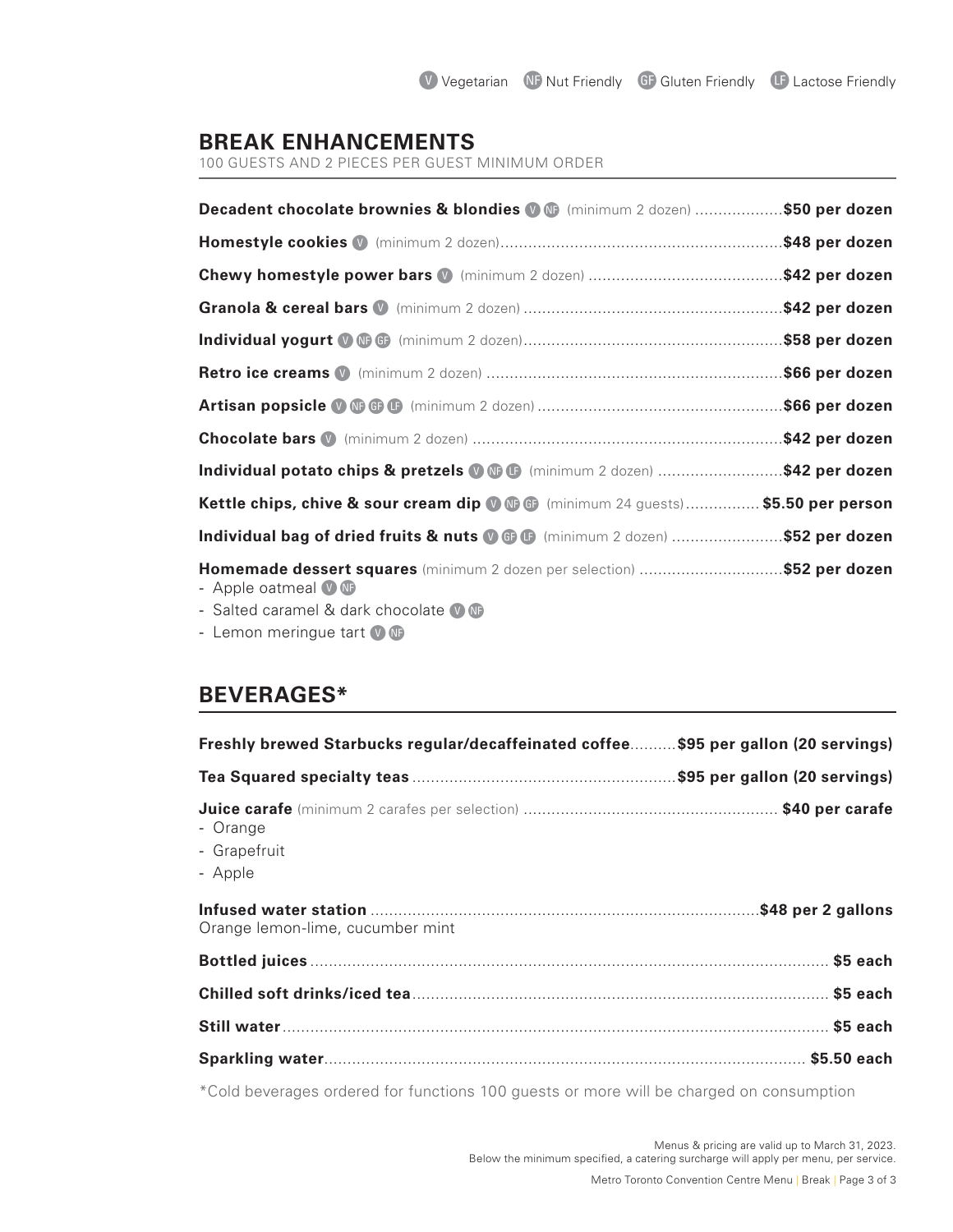V Vegetarian NF Nut Friendly GF Gluten Friendly LF Lactose Friendly

## BREAK ENHANCEMENTS

100 GUESTS AND 2 PIECES PER GUEST MINIMUM ORDER

**Decadent chocolate brownies & blondies** V NF (minimum 2 dozen) ................... **$50 per dozen**

**Homestyle cookies** V (minimum 2 dozen)........................................................... **$48 per dozen**

**Chewy homestyle power bars** V (minimum 2 dozen) .......................................... **$42 per dozen**

**Granola & cereal bars** V (minimum 2 dozen) ........................................................ **$42 per dozen**

**Individual yogurt** V NF GF (minimum 2 dozen)........................................................ **$58 per dozen**

**Retro ice creams** V (minimum 2 dozen) ................................................................ **$66 per dozen**

**Artisan popsicle** V NF GF LF (minimum 2 dozen) ..................................................... **$66 per dozen**

**Chocolate bars** V (minimum 2 dozen) ................................................................... **$42 per dozen**

**Individual potato chips & pretzels** V NF LF (minimum 2 dozen) ........................... **$42 per dozen**

**Kettle chips, chive & sour cream dip** V NF GF (minimum 24 guests)................ **$5.50 per person**

**Individual bag of dried fruits & nuts** V GF LF (minimum 2 dozen) ........................ **$52 per dozen**

**Homemade dessert squares** (minimum 2 dozen per selection) ............................... **$52 per dozen**

- Apple oatmeal V NF
- Salted caramel & dark chocolate V NF
- Lemon meringue tart V NF

## BEVERAGES*

**Freshly brewed Starbucks regular/decaffeinated coffee**.......... **$95 per gallon (20 servings)**

**Tea Squared specialty teas** ......................................................... **$95 per gallon (20 servings)**

**Juice carafe** (minimum 2 carafes per selection) ...................................................... **$40 per carafe**

- Orange
- Grapefruit
- Apple

**Infused water station** .................................................................................... **$48 per 2 gallons**

Orange lemon-lime, cucumber mint

**Bottled juices** ................................................................................................................ **$5 each**

**Chilled soft drinks/iced tea**......................................................................................... **$5 each**

**Still water**...................................................................................................................... **$5 each**

**Sparkling water**........................................................................................................ **$5.50 each**

*Cold beverages ordered for functions 100 guests or more will be charged on consumption

Menus & pricing are valid up to March 31, 2023.
Below the minimum specified, a catering surcharge will apply per menu, per service.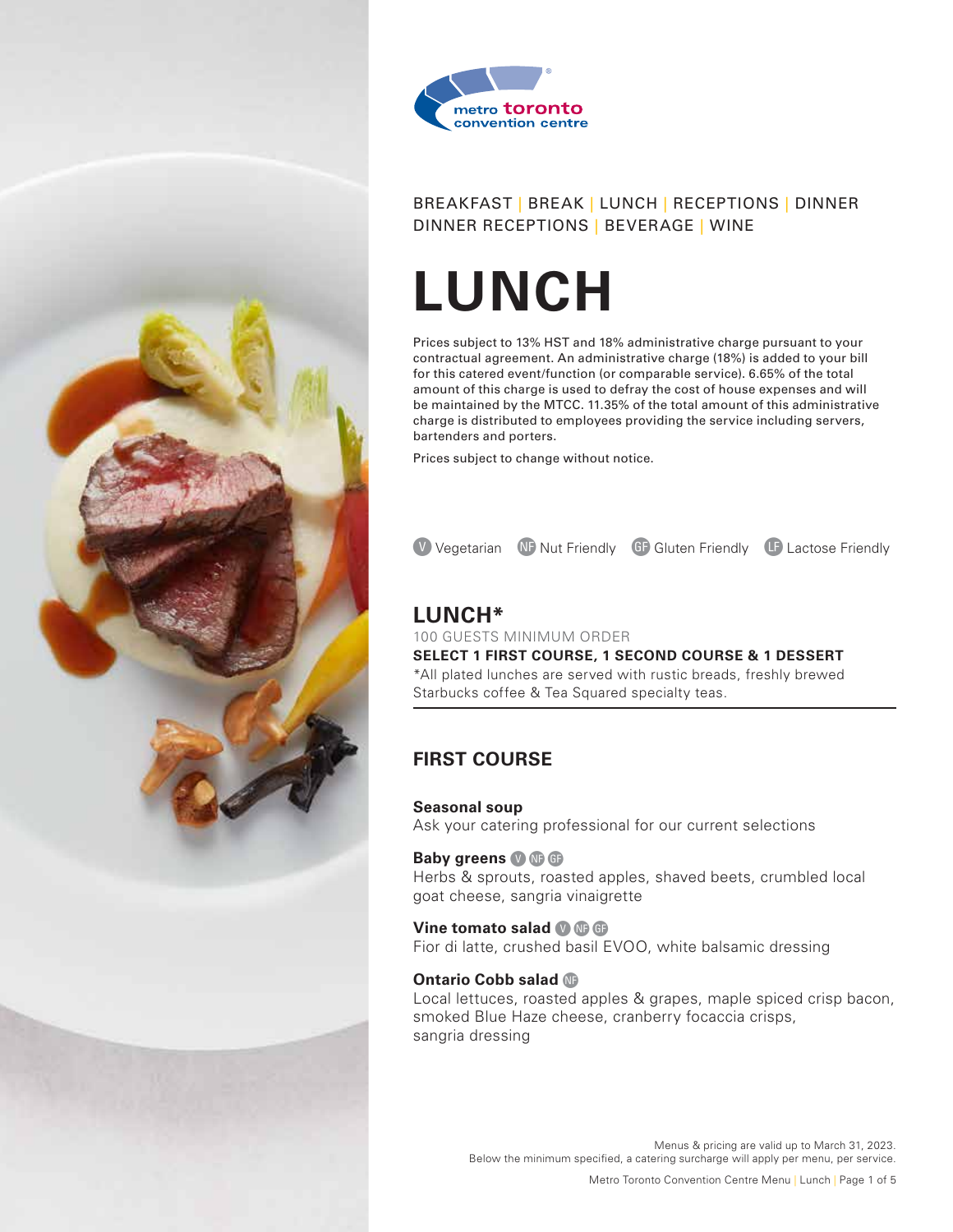BREAKFAST | BREAK | LUNCH | RECEPTIONS | DINNER
DINNER RECEPTIONS | BEVERAGE | WINE

# LUNCH

Prices subject to 13% HST and 18% administrative charge pursuant to your contractual agreement. An administrative charge (18%) is added to your bill for this catered event/function (or comparable service). 6.65% of the total amount of this charge is used to defray the cost of house expenses and will be maintained by the MTCC. 11.35% of the total amount of this administrative charge is distributed to employees providing the service including servers, bartenders and porters.

Prices subject to change without notice.

V Vegetarian NF Nut Friendly GF Gluten Friendly LF Lactose Friendly

## LUNCH*

100 GUESTS MINIMUM ORDER

**SELECT 1 FIRST COURSE, 1 SECOND COURSE & 1 DESSERT**

*All plated lunches are served with rustic breads, freshly brewed Starbucks coffee & Tea Squared specialty teas.

## FIRST COURSE

**Seasonal soup**
Ask your catering professional for our current selections

**Baby greens** V NF GF
Herbs & sprouts, roasted apples, shaved beets, crumbled local goat cheese, sangria vinaigrette

**Vine tomato salad** V NF GF
Fior di latte, crushed basil EVOO, white balsamic dressing

**Ontario Cobb salad** NF
Local lettuces, roasted apples & grapes, maple spiced crisp bacon, smoked Blue Haze cheese, cranberry focaccia crisps, sangria dressing

Menus & pricing are valid up to March 31, 2023.
Below the minimum specified, a catering surcharge will apply per menu, per service.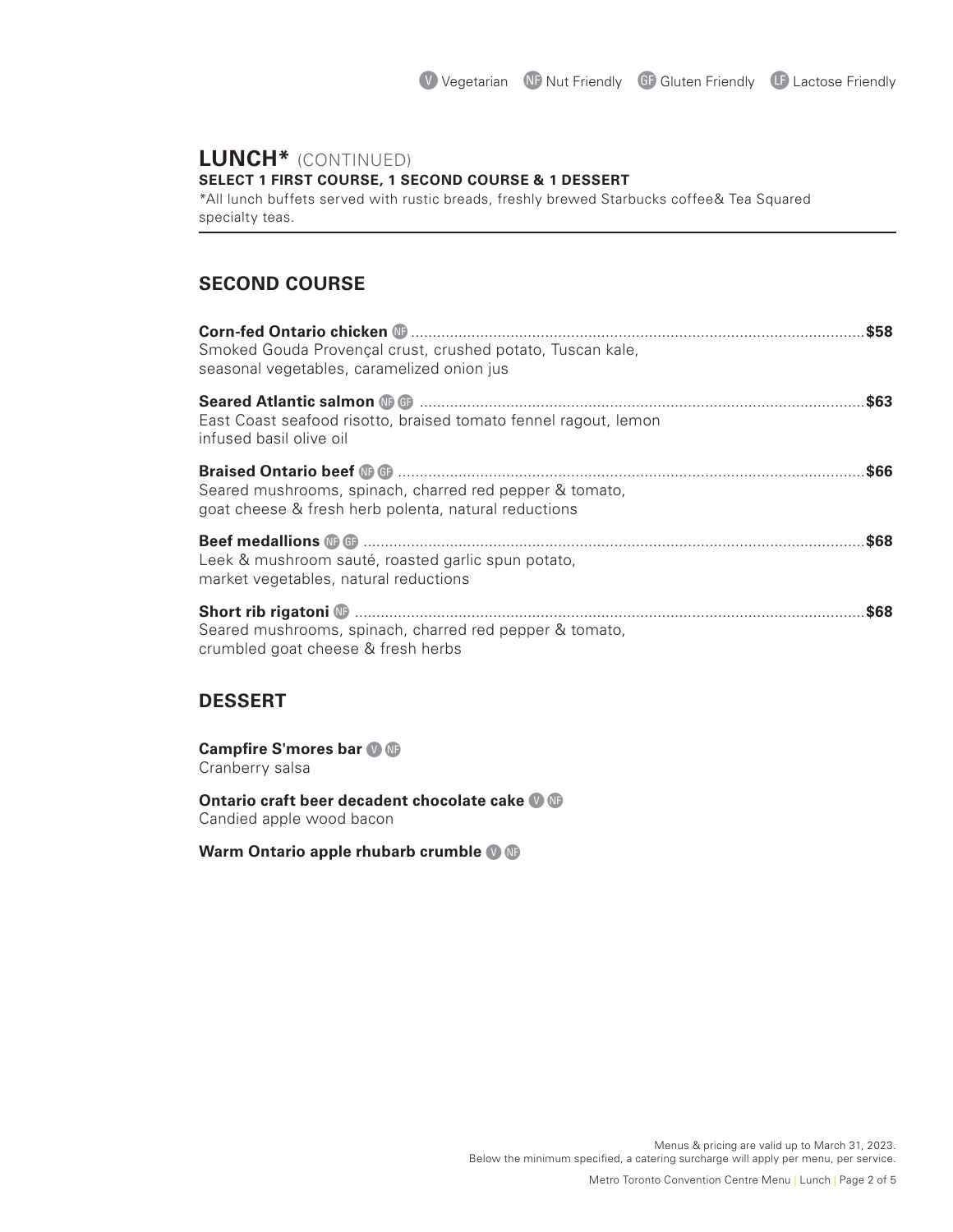V Vegetarian NF Nut Friendly GF Gluten Friendly LF Lactose Friendly

## LUNCH* (CONTINUED)

**SELECT 1 FIRST COURSE, 1 SECOND COURSE & 1 DESSERT**

*All lunch buffets served with rustic breads, freshly brewed Starbucks coffee& Tea Squared specialty teas.

### SECOND COURSE

**Corn-fed Ontario chicken** NF .......... **$58**
Smoked Gouda Provençal crust, crushed potato, Tuscan kale, seasonal vegetables, caramelized onion jus

**Seared Atlantic salmon** NF GF .......... **$63**
East Coast seafood risotto, braised tomato fennel ragout, lemon infused basil olive oil

**Braised Ontario beef** NF GF .......... **$66**
Seared mushrooms, spinach, charred red pepper & tomato, goat cheese & fresh herb polenta, natural reductions

**Beef medallions** NF GF .......... **$68**
Leek & mushroom sauté, roasted garlic spun potato, market vegetables, natural reductions

**Short rib rigatoni** NF .......... **$68**
Seared mushrooms, spinach, charred red pepper & tomato, crumbled goat cheese & fresh herbs

### DESSERT

**Campfire S'mores bar** V NF
Cranberry salsa

**Ontario craft beer decadent chocolate cake** V NF
Candied apple wood bacon

**Warm Ontario apple rhubarb crumble** V NF

Menus & pricing are valid up to March 31, 2023.
Below the minimum specified, a catering surcharge will apply per menu, per service.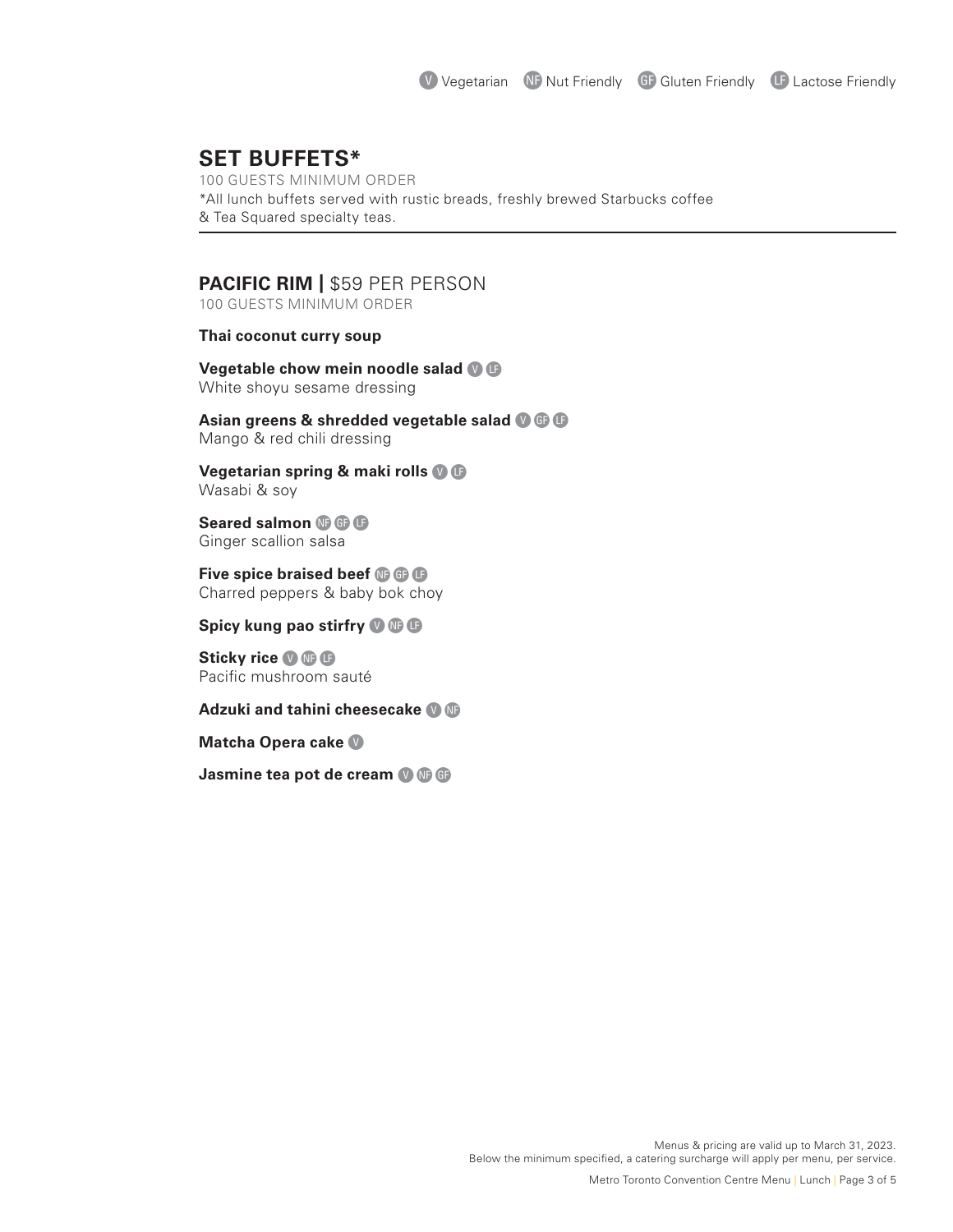V Vegetarian NF Nut Friendly GF Gluten Friendly LF Lactose Friendly

## SET BUFFETS*

100 GUESTS MINIMUM ORDER

*All lunch buffets served with rustic breads, freshly brewed Starbucks coffee & Tea Squared specialty teas.

---

### PACIFIC RIM | $59 PER PERSON

100 GUESTS MINIMUM ORDER

**Thai coconut curry soup**

**Vegetable chow mein noodle salad** V LF
White shoyu sesame dressing

**Asian greens & shredded vegetable salad** V GF LF
Mango & red chili dressing

**Vegetarian spring & maki rolls** V LF
Wasabi & soy

**Seared salmon** NF GF LF
Ginger scallion salsa

**Five spice braised beef** NF GF LF
Charred peppers & baby bok choy

**Spicy kung pao stirfry** V NF LF

**Sticky rice** V NF LF
Pacific mushroom sauté

**Adzuki and tahini cheesecake** V NF

**Matcha Opera cake** V

**Jasmine tea pot de cream** V NF GF

Menus & pricing are valid up to March 31, 2023.
Below the minimum specified, a catering surcharge will apply per menu, per service.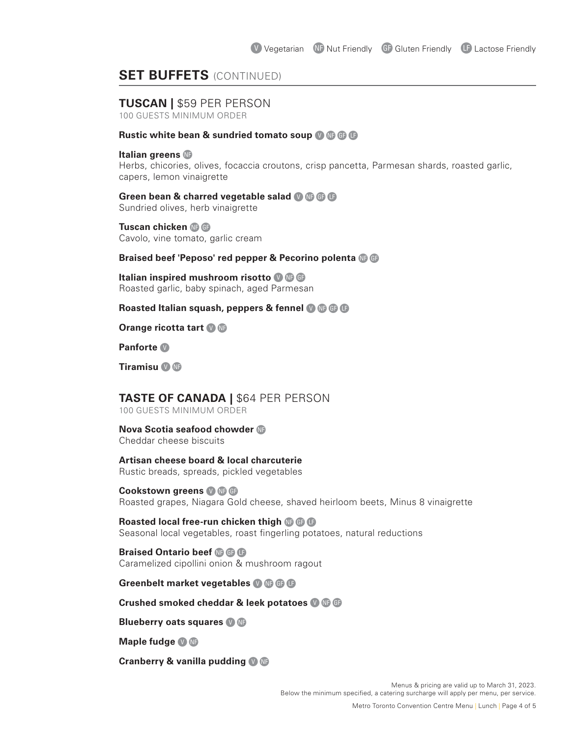V Vegetarian NF Nut Friendly GF Gluten Friendly LF Lactose Friendly

## SET BUFFETS (CONTINUED)

### TUSCAN | $59 PER PERSON

100 GUESTS MINIMUM ORDER

**Rustic white bean & sundried tomato soup** V NF GF LF

**Italian greens** NF
Herbs, chicories, olives, focaccia croutons, crisp pancetta, Parmesan shards, roasted garlic, capers, lemon vinaigrette

**Green bean & charred vegetable salad** V NF GF LF
Sundried olives, herb vinaigrette

**Tuscan chicken** NF GF
Cavolo, vine tomato, garlic cream

**Braised beef 'Peposo' red pepper & Pecorino polenta** NF GF

**Italian inspired mushroom risotto** V NF GF
Roasted garlic, baby spinach, aged Parmesan

**Roasted Italian squash, peppers & fennel** V NF GF LF

**Orange ricotta tart** V NF

**Panforte** V

**Tiramisu** V NF

### TASTE OF CANADA | $64 PER PERSON

100 GUESTS MINIMUM ORDER

**Nova Scotia seafood chowder** NF
Cheddar cheese biscuits

**Artisan cheese board & local charcuterie**
Rustic breads, spreads, pickled vegetables

**Cookstown greens** V NF GF
Roasted grapes, Niagara Gold cheese, shaved heirloom beets, Minus 8 vinaigrette

**Roasted local free-run chicken thigh** NF GF LF
Seasonal local vegetables, roast fingerling potatoes, natural reductions

**Braised Ontario beef** NF GF LF
Caramelized cipollini onion & mushroom ragout

**Greenbelt market vegetables** V NF GF LF

**Crushed smoked cheddar & leek potatoes** V NF GF

**Blueberry oats squares** V NF

**Maple fudge** V NF

**Cranberry & vanilla pudding** V NF

Menus & pricing are valid up to March 31, 2023.
Below the minimum specified, a catering surcharge will apply per menu, per service.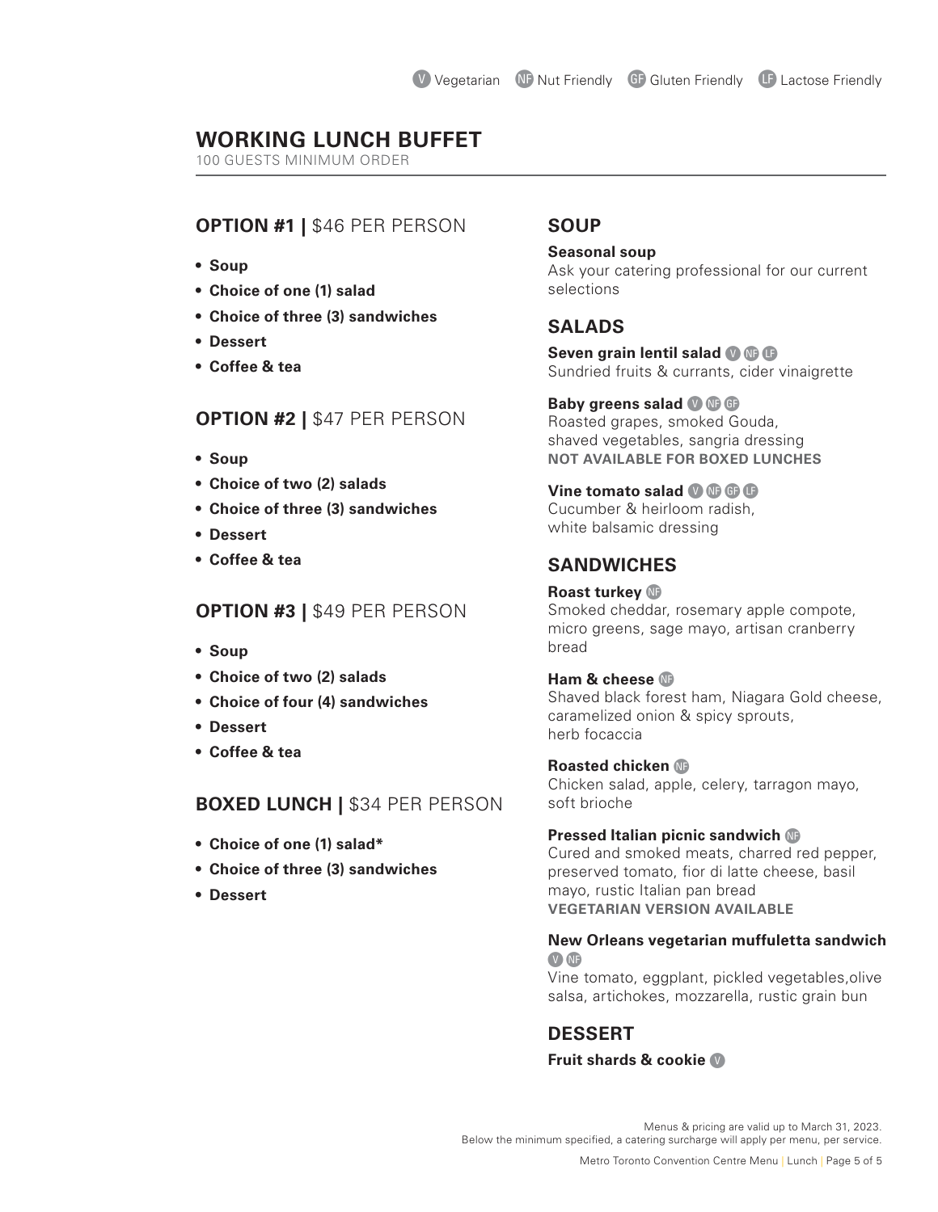V Vegetarian NF Nut Friendly GF Gluten Friendly LF Lactose Friendly

# WORKING LUNCH BUFFET

100 GUESTS MINIMUM ORDER

## OPTION #1 | $46 PER PERSON

- **Soup**
- **Choice of one (1) salad**
- **Choice of three (3) sandwiches**
- **Dessert**
- **Coffee & tea**

## OPTION #2 | $47 PER PERSON

- **Soup**
- **Choice of two (2) salads**
- **Choice of three (3) sandwiches**
- **Dessert**
- **Coffee & tea**

## OPTION #3 | $49 PER PERSON

- **Soup**
- **Choice of two (2) salads**
- **Choice of four (4) sandwiches**
- **Dessert**
- **Coffee & tea**

## BOXED LUNCH | $34 PER PERSON

- **Choice of one (1) salad***
- **Choice of three (3) sandwiches**
- **Dessert**

## SOUP

**Seasonal soup**
Ask your catering professional for our current selections

## SALADS

**Seven grain lentil salad** V NF LF
Sundried fruits & currants, cider vinaigrette

**Baby greens salad** V NF GF
Roasted grapes, smoked Gouda, shaved vegetables, sangria dressing
**NOT AVAILABLE FOR BOXED LUNCHES**

**Vine tomato salad** V NF GF LF
Cucumber & heirloom radish, white balsamic dressing

## SANDWICHES

**Roast turkey** NF
Smoked cheddar, rosemary apple compote, micro greens, sage mayo, artisan cranberry bread

**Ham & cheese** NF
Shaved black forest ham, Niagara Gold cheese, caramelized onion & spicy sprouts, herb focaccia

**Roasted chicken** NF
Chicken salad, apple, celery, tarragon mayo, soft brioche

**Pressed Italian picnic sandwich** NF
Cured and smoked meats, charred red pepper, preserved tomato, fior di latte cheese, basil mayo, rustic Italian pan bread
**VEGETARIAN VERSION AVAILABLE**

**New Orleans vegetarian muffuletta sandwich** V NF
Vine tomato, eggplant, pickled vegetables,olive salsa, artichokes, mozzarella, rustic grain bun

## DESSERT

**Fruit shards & cookie** V

Menus & pricing are valid up to March 31, 2023.
Below the minimum specified, a catering surcharge will apply per menu, per service.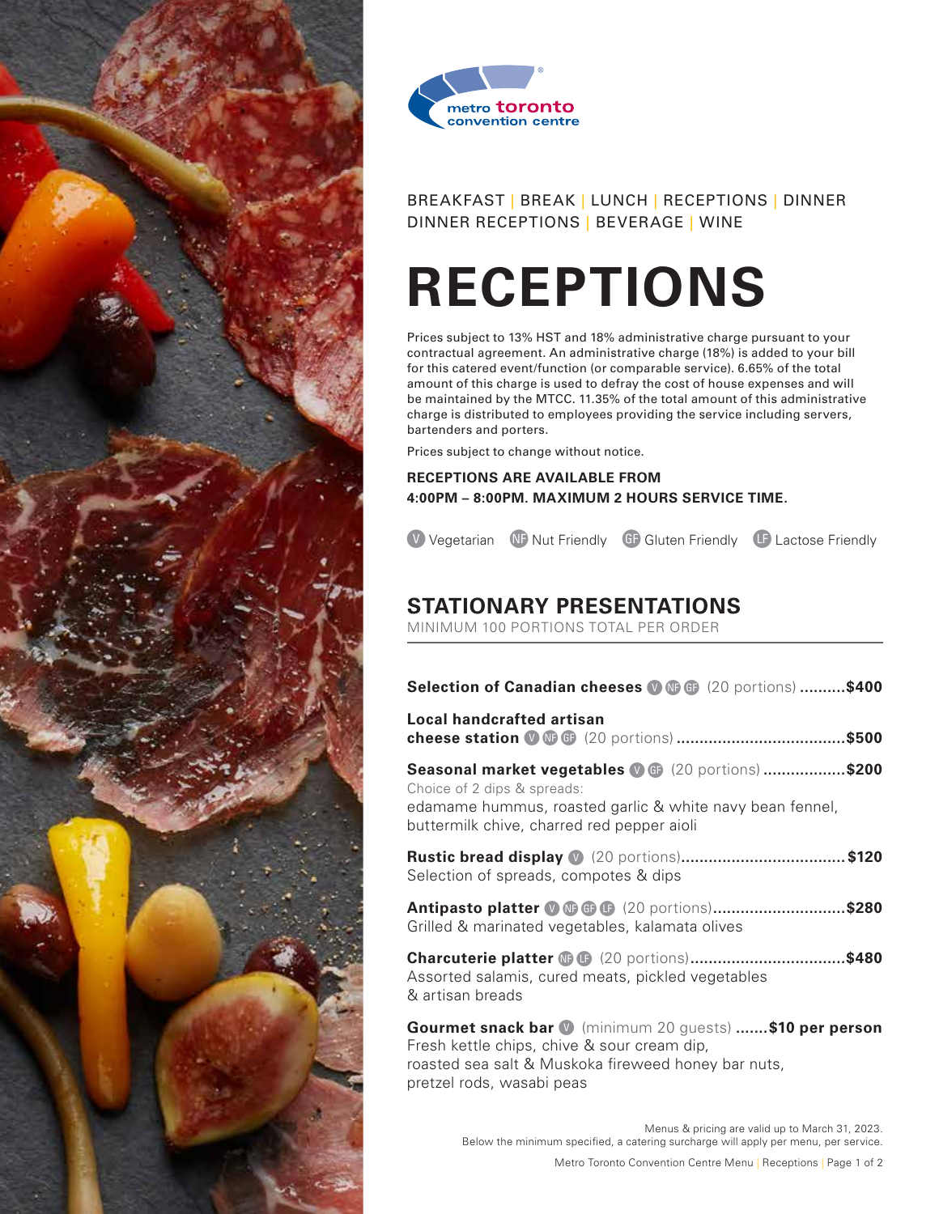BREAKFAST | BREAK | LUNCH | RECEPTIONS | DINNER
DINNER RECEPTIONS | BEVERAGE | WINE

# RECEPTIONS

Prices subject to 13% HST and 18% administrative charge pursuant to your contractual agreement. An administrative charge (18%) is added to your bill for this catered event/function (or comparable service). 6.65% of the total amount of this charge is used to defray the cost of house expenses and will be maintained by the MTCC. 11.35% of the total amount of this administrative charge is distributed to employees providing the service including servers, bartenders and porters.

Prices subject to change without notice.

**RECEPTIONS ARE AVAILABLE FROM 4:00PM – 8:00PM. MAXIMUM 2 HOURS SERVICE TIME.**

V Vegetarian NF Nut Friendly GF Gluten Friendly LF Lactose Friendly

## STATIONARY PRESENTATIONS

MINIMUM 100 PORTIONS TOTAL PER ORDER

**Selection of Canadian cheeses** V NF GF (20 portions) ..........**$400**

**Local handcrafted artisan cheese station** V NF GF (20 portions) ..........**$500**

**Seasonal market vegetables** V GF (20 portions) ..........**$200**
Choice of 2 dips & spreads:
edamame hummus, roasted garlic & white navy bean fennel, buttermilk chive, charred red pepper aioli

**Rustic bread display** V (20 portions)..........**$120**
Selection of spreads, compotes & dips

**Antipasto platter** V NF GF LF (20 portions)..........**$280**
Grilled & marinated vegetables, kalamata olives

**Charcuterie platter** NF LF (20 portions)..........**$480**
Assorted salamis, cured meats, pickled vegetables & artisan breads

**Gourmet snack bar** V (minimum 20 guests) .......**$10 per person**
Fresh kettle chips, chive & sour cream dip, roasted sea salt & Muskoka fireweed honey bar nuts, pretzel rods, wasabi peas

Menus & pricing are valid up to March 31, 2023.
Below the minimum specified, a catering surcharge will apply per menu, per service.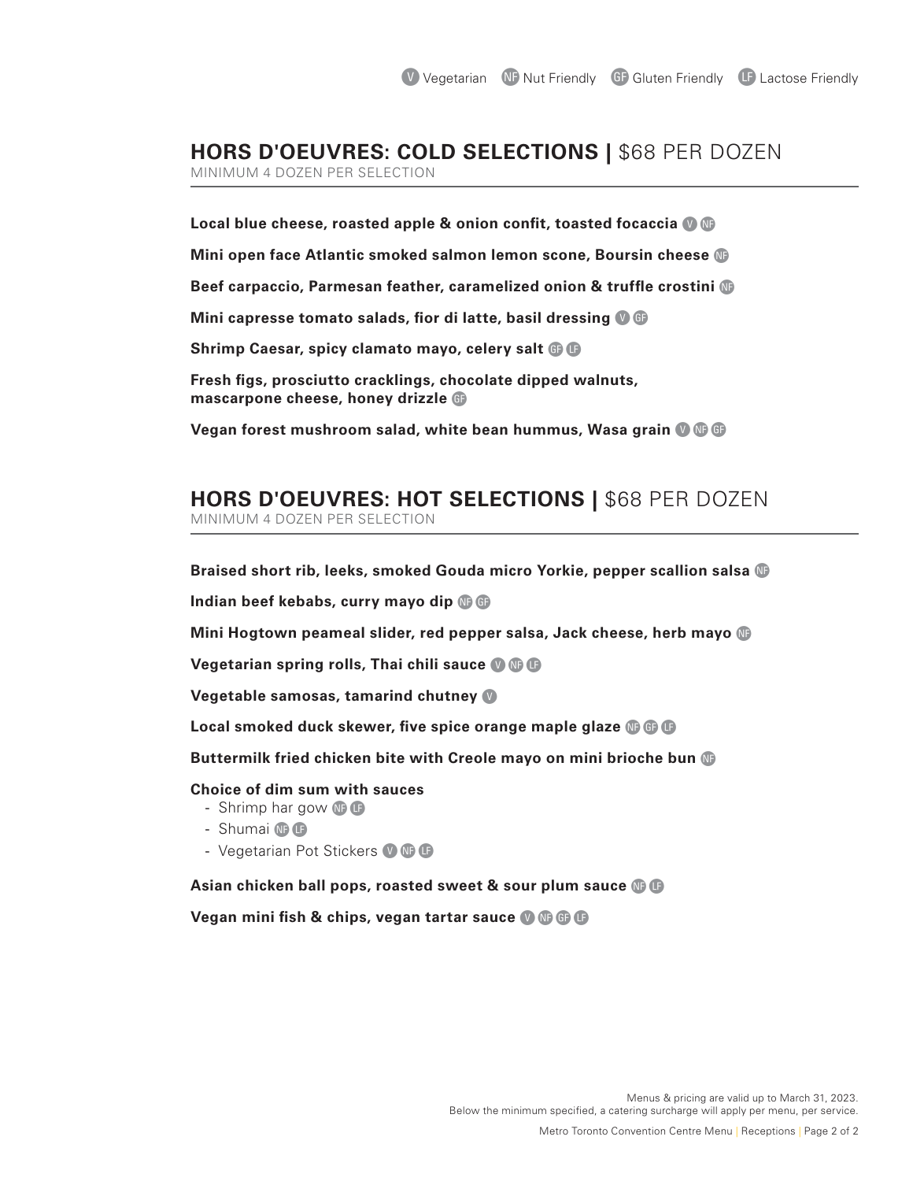V Vegetarian NF Nut Friendly GF Gluten Friendly LF Lactose Friendly

## HORS D'OEUVRES: COLD SELECTIONS | $68 PER DOZEN

MINIMUM 4 DOZEN PER SELECTION

**Local blue cheese, roasted apple & onion confit, toasted focaccia** V NF

**Mini open face Atlantic smoked salmon lemon scone, Boursin cheese** NF

**Beef carpaccio, Parmesan feather, caramelized onion & truffle crostini** NF

**Mini capresse tomato salads, fior di latte, basil dressing** V GF

**Shrimp Caesar, spicy clamato mayo, celery salt** GF LF

**Fresh figs, prosciutto cracklings, chocolate dipped walnuts, mascarpone cheese, honey drizzle** GF

**Vegan forest mushroom salad, white bean hummus, Wasa grain** V NF GF

## HORS D'OEUVRES: HOT SELECTIONS | $68 PER DOZEN

MINIMUM 4 DOZEN PER SELECTION

**Braised short rib, leeks, smoked Gouda micro Yorkie, pepper scallion salsa** NF

**Indian beef kebabs, curry mayo dip** NF GF

**Mini Hogtown peameal slider, red pepper salsa, Jack cheese, herb mayo** NF

**Vegetarian spring rolls, Thai chili sauce** V NF LF

**Vegetable samosas, tamarind chutney** V

**Local smoked duck skewer, five spice orange maple glaze** NF GF LF

**Buttermilk fried chicken bite with Creole mayo on mini brioche bun** NF

**Choice of dim sum with sauces**

- Shrimp har gow NF LF
- Shumai NF LF
- Vegetarian Pot Stickers V NF LF

**Asian chicken ball pops, roasted sweet & sour plum sauce** NF LF

**Vegan mini fish & chips, vegan tartar sauce** V NF GF LF

Menus & pricing are valid up to March 31, 2023.
Below the minimum specified, a catering surcharge will apply per menu, per service.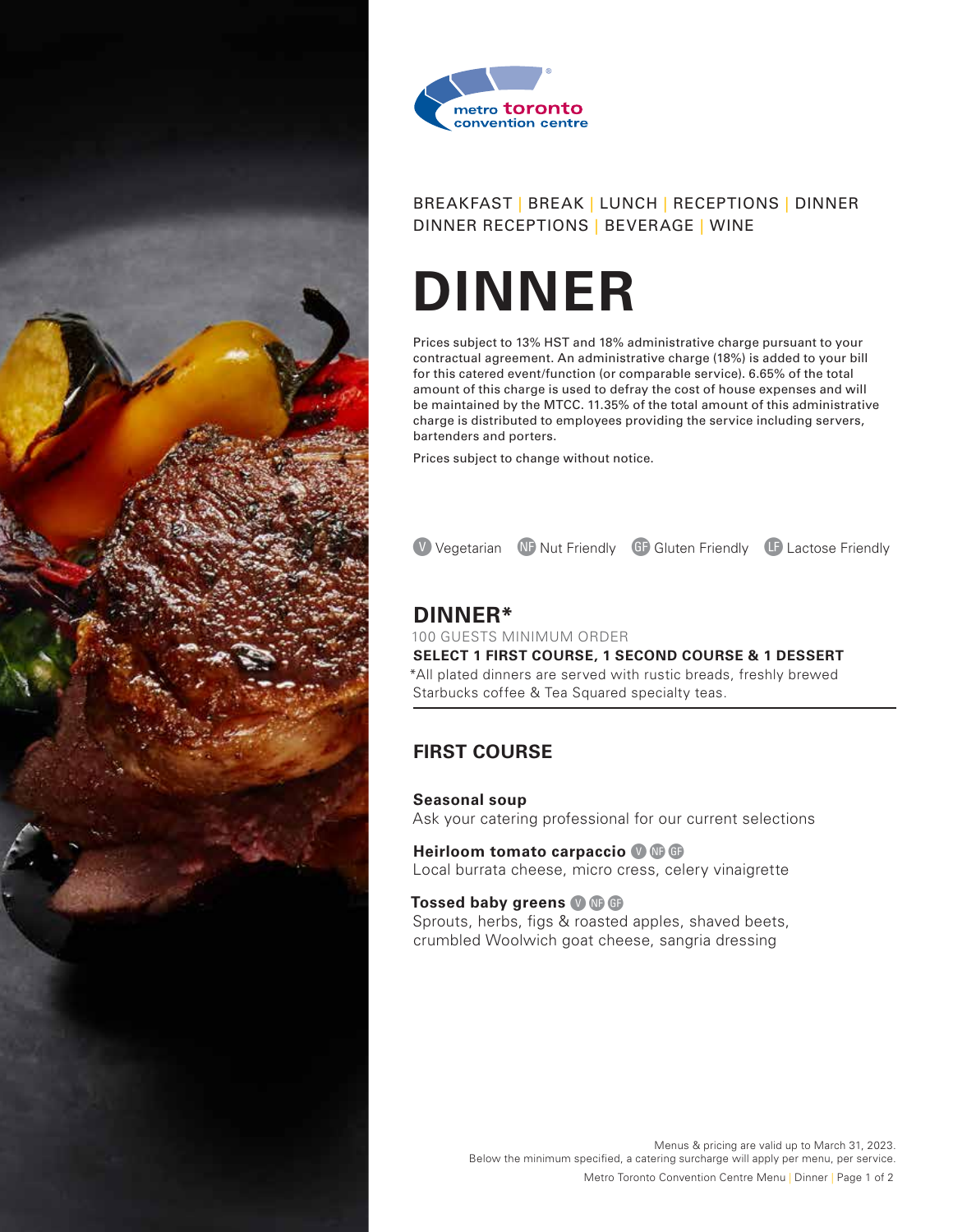BREAKFAST | BREAK | LUNCH | RECEPTIONS | DINNER
DINNER RECEPTIONS | BEVERAGE | WINE

# DINNER

Prices subject to 13% HST and 18% administrative charge pursuant to your contractual agreement. An administrative charge (18%) is added to your bill for this catered event/function (or comparable service). 6.65% of the total amount of this charge is used to defray the cost of house expenses and will be maintained by the MTCC. 11.35% of the total amount of this administrative charge is distributed to employees providing the service including servers, bartenders and porters.

Prices subject to change without notice.

V Vegetarian NF Nut Friendly GF Gluten Friendly LF Lactose Friendly

## DINNER*

100 GUESTS MINIMUM ORDER

**SELECT 1 FIRST COURSE, 1 SECOND COURSE & 1 DESSERT**

*All plated dinners are served with rustic breads, freshly brewed Starbucks coffee & Tea Squared specialty teas.

### FIRST COURSE

**Seasonal soup**
Ask your catering professional for our current selections

**Heirloom tomato carpaccio** V NF GF
Local burrata cheese, micro cress, celery vinaigrette

**Tossed baby greens** V NF GF
Sprouts, herbs, figs & roasted apples, shaved beets, crumbled Woolwich goat cheese, sangria dressing

Menus & pricing are valid up to March 31, 2023.
Below the minimum specified, a catering surcharge will apply per menu, per service.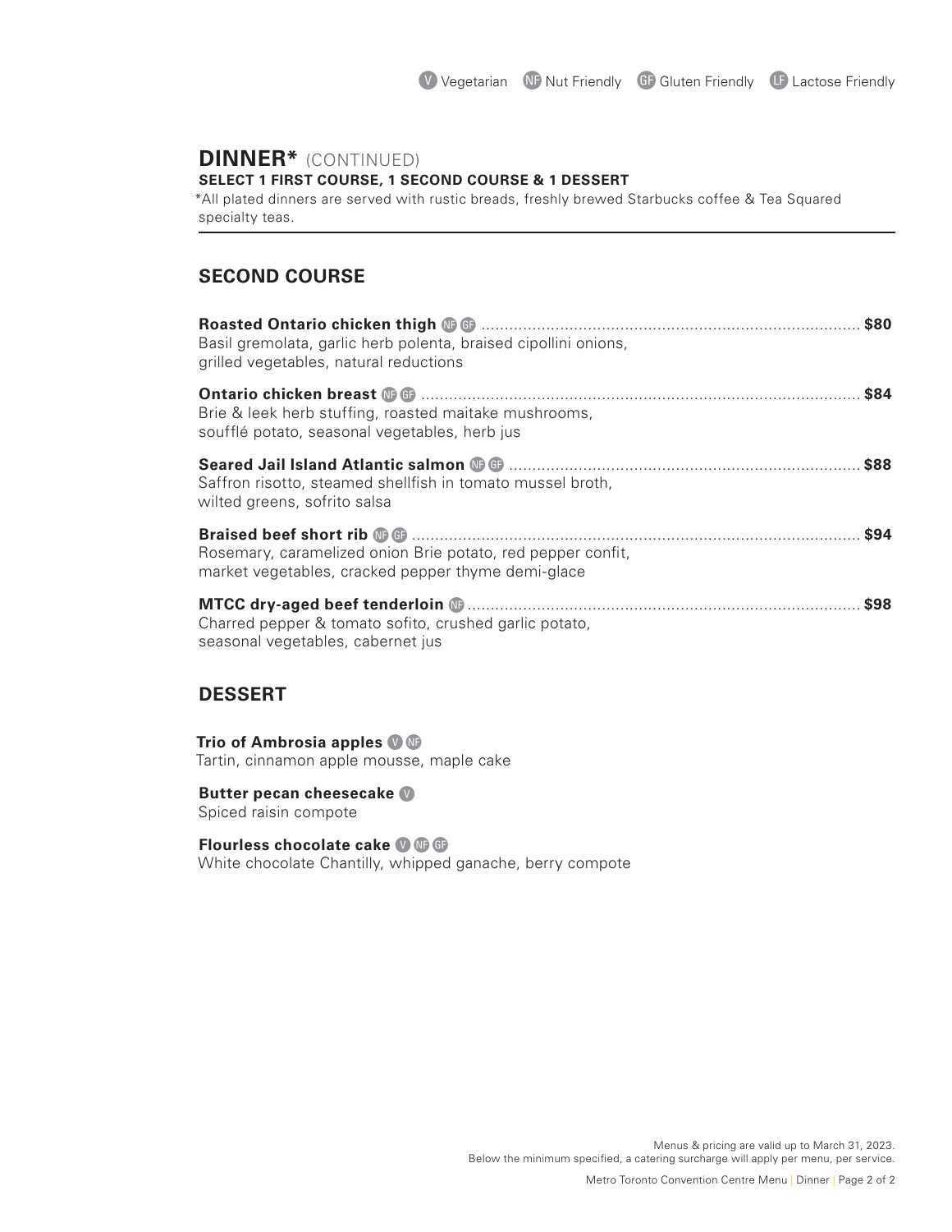V Vegetarian NF Nut Friendly GF Gluten Friendly LF Lactose Friendly

## DINNER* (CONTINUED)

**SELECT 1 FIRST COURSE, 1 SECOND COURSE & 1 DESSERT**

*All plated dinners are served with rustic breads, freshly brewed Starbucks coffee & Tea Squared specialty teas.

### SECOND COURSE

**Roasted Ontario chicken thigh** NF GF ........ **$80**
Basil gremolata, garlic herb polenta, braised cipollini onions, grilled vegetables, natural reductions

**Ontario chicken breast** NF GF ........ **$84**
Brie & leek herb stuffing, roasted maitake mushrooms, soufflé potato, seasonal vegetables, herb jus

**Seared Jail Island Atlantic salmon** NF GF ........ **$88**
Saffron risotto, steamed shellfish in tomato mussel broth, wilted greens, sofrito salsa

**Braised beef short rib** NF GF ........ **$94**
Rosemary, caramelized onion Brie potato, red pepper confit, market vegetables, cracked pepper thyme demi-glace

**MTCC dry-aged beef tenderloin** NF ........ **$98**
Charred pepper & tomato sofito, crushed garlic potato, seasonal vegetables, cabernet jus

### DESSERT

**Trio of Ambrosia apples** V NF
Tartin, cinnamon apple mousse, maple cake

**Butter pecan cheesecake** V
Spiced raisin compote

**Flourless chocolate cake** V NF GF
White chocolate Chantilly, whipped ganache, berry compote

Menus & pricing are valid up to March 31, 2023.
Below the minimum specified, a catering surcharge will apply per menu, per service.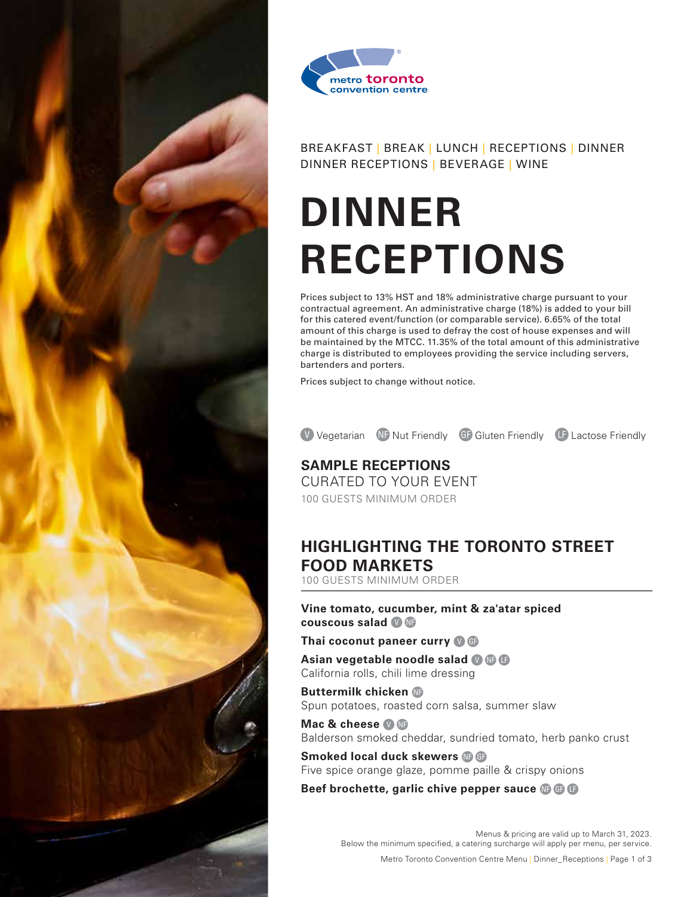metro toronto convention centre

BREAKFAST | BREAK | LUNCH | RECEPTIONS | DINNER
DINNER RECEPTIONS | BEVERAGE | WINE

# DINNER RECEPTIONS

Prices subject to 13% HST and 18% administrative charge pursuant to your contractual agreement. An administrative charge (18%) is added to your bill for this catered event/function (or comparable service). 6.65% of the total amount of this charge is used to defray the cost of house expenses and will be maintained by the MTCC. 11.35% of the total amount of this administrative charge is distributed to employees providing the service including servers, bartenders and porters.

Prices subject to change without notice.

V Vegetarian NF Nut Friendly GF Gluten Friendly LF Lactose Friendly

## SAMPLE RECEPTIONS

CURATED TO YOUR EVENT

100 GUESTS MINIMUM ORDER

## HIGHLIGHTING THE TORONTO STREET FOOD MARKETS

100 GUESTS MINIMUM ORDER

**Vine tomato, cucumber, mint & za'atar spiced couscous salad** V NF

**Thai coconut paneer curry** V GF

**Asian vegetable noodle salad** V NF LF
California rolls, chili lime dressing

**Buttermilk chicken** NF
Spun potatoes, roasted corn salsa, summer slaw

**Mac & cheese** V NF
Balderson smoked cheddar, sundried tomato, herb panko crust

**Smoked local duck skewers** NF GF
Five spice orange glaze, pomme paille & crispy onions

**Beef brochette, garlic chive pepper sauce** NF GF LF

Menus & pricing are valid up to March 31, 2023.
Below the minimum specified, a catering surcharge will apply per menu, per service.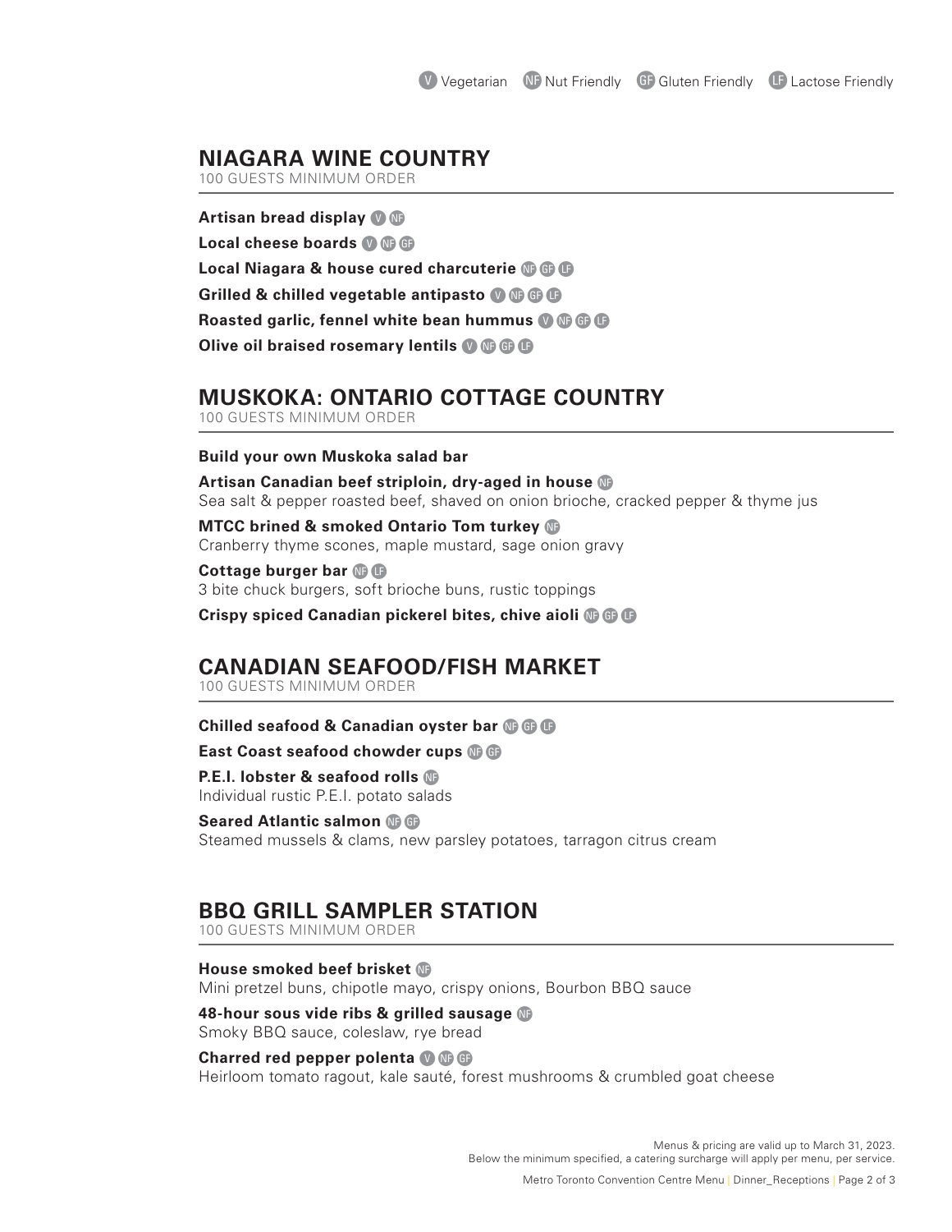V Vegetarian NF Nut Friendly GF Gluten Friendly LF Lactose Friendly

## NIAGARA WINE COUNTRY

100 GUESTS MINIMUM ORDER

**Artisan bread display** V NF

**Local cheese boards** V NF GF

**Local Niagara & house cured charcuterie** NF GF LF

**Grilled & chilled vegetable antipasto** V NF GF LF

**Roasted garlic, fennel white bean hummus** V NF GF LF

**Olive oil braised rosemary lentils** V NF GF LF

## MUSKOKA: ONTARIO COTTAGE COUNTRY

100 GUESTS MINIMUM ORDER

**Build your own Muskoka salad bar**

**Artisan Canadian beef striploin, dry-aged in house** NF
Sea salt & pepper roasted beef, shaved on onion brioche, cracked pepper & thyme jus

**MTCC brined & smoked Ontario Tom turkey** NF
Cranberry thyme scones, maple mustard, sage onion gravy

**Cottage burger bar** NF LF
3 bite chuck burgers, soft brioche buns, rustic toppings

**Crispy spiced Canadian pickerel bites, chive aioli** NF GF LF

## CANADIAN SEAFOOD/FISH MARKET

100 GUESTS MINIMUM ORDER

**Chilled seafood & Canadian oyster bar** NF GF LF

**East Coast seafood chowder cups** NF GF

**P.E.I. lobster & seafood rolls** NF
Individual rustic P.E.I. potato salads

**Seared Atlantic salmon** NF GF
Steamed mussels & clams, new parsley potatoes, tarragon citrus cream

## BBQ GRILL SAMPLER STATION

100 GUESTS MINIMUM ORDER

**House smoked beef brisket** NF
Mini pretzel buns, chipotle mayo, crispy onions, Bourbon BBQ sauce

**48-hour sous vide ribs & grilled sausage** NF
Smoky BBQ sauce, coleslaw, rye bread

**Charred red pepper polenta** V NF GF
Heirloom tomato ragout, kale sauté, forest mushrooms & crumbled goat cheese

Menus & pricing are valid up to March 31, 2023.
Below the minimum specified, a catering surcharge will apply per menu, per service.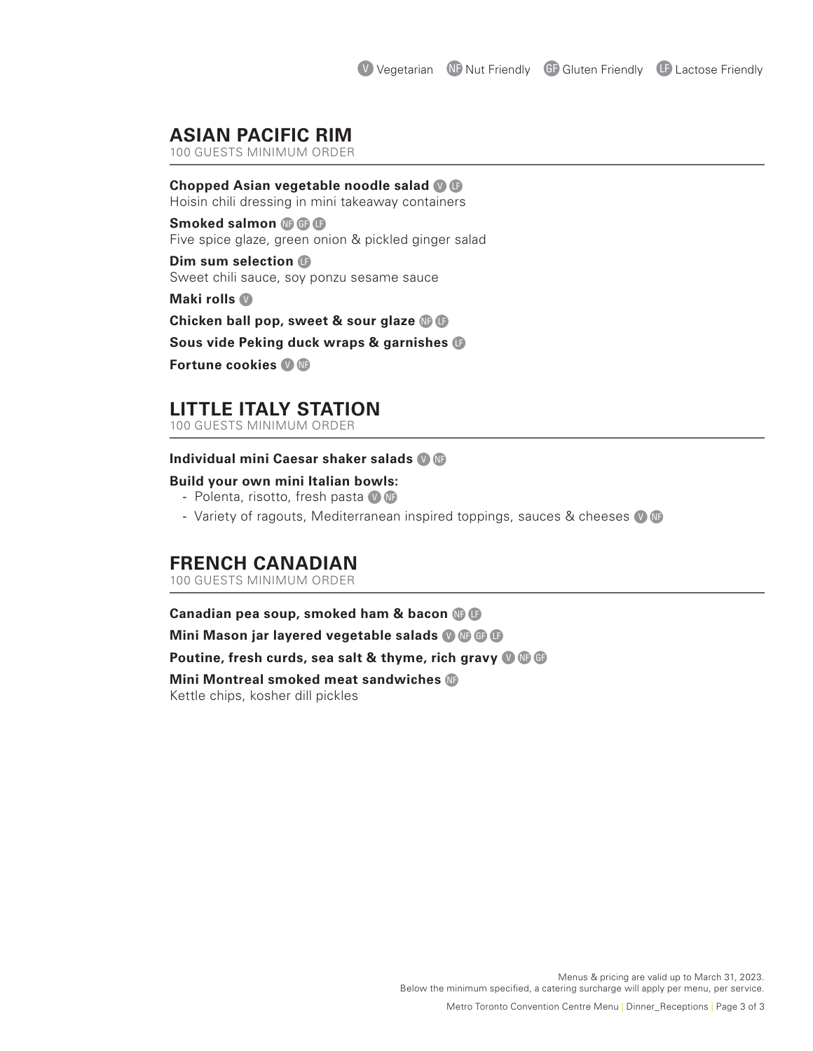V Vegetarian NF Nut Friendly GF Gluten Friendly LF Lactose Friendly

## ASIAN PACIFIC RIM

100 GUESTS MINIMUM ORDER

**Chopped Asian vegetable noodle salad** V LF
Hoisin chili dressing in mini takeaway containers

**Smoked salmon** NF GF LF
Five spice glaze, green onion & pickled ginger salad

**Dim sum selection** LF
Sweet chili sauce, soy ponzu sesame sauce

**Maki rolls** V

**Chicken ball pop, sweet & sour glaze** NF LF

**Sous vide Peking duck wraps & garnishes** LF

**Fortune cookies** V NF

## LITTLE ITALY STATION

100 GUESTS MINIMUM ORDER

**Individual mini Caesar shaker salads** V NF

**Build your own mini Italian bowls:**

- Polenta, risotto, fresh pasta V NF
- Variety of ragouts, Mediterranean inspired toppings, sauces & cheeses V NF

## FRENCH CANADIAN

100 GUESTS MINIMUM ORDER

**Canadian pea soup, smoked ham & bacon** NF LF

**Mini Mason jar layered vegetable salads** V NF GF LF

**Poutine, fresh curds, sea salt & thyme, rich gravy** V NF GF

**Mini Montreal smoked meat sandwiches** NF
Kettle chips, kosher dill pickles

Menus & pricing are valid up to March 31, 2023.
Below the minimum specified, a catering surcharge will apply per menu, per service.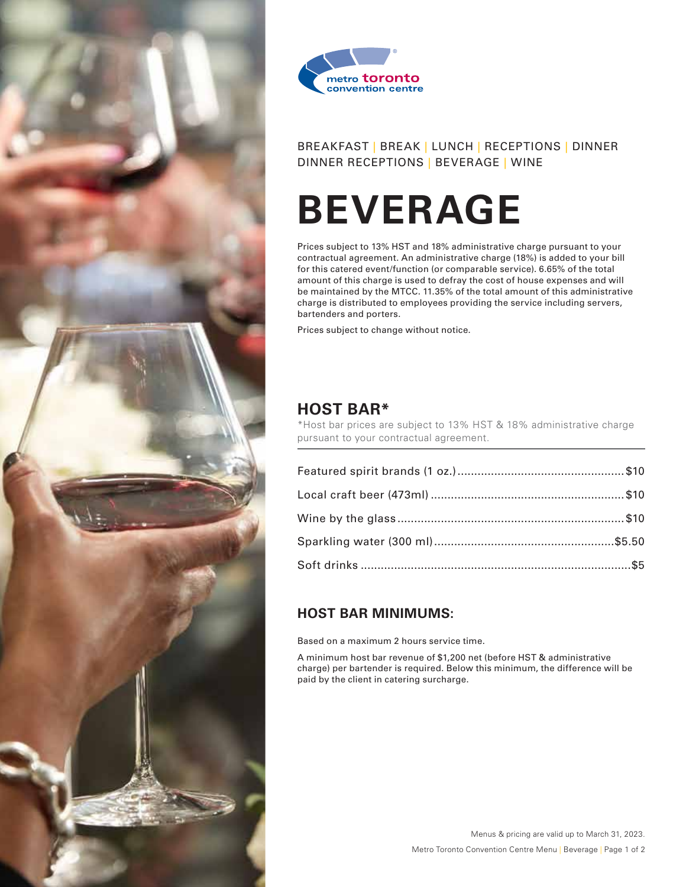BREAKFAST | BREAK | LUNCH | RECEPTIONS | DINNER
DINNER RECEPTIONS | BEVERAGE | WINE

# BEVERAGE

Prices subject to 13% HST and 18% administrative charge pursuant to your contractual agreement. An administrative charge (18%) is added to your bill for this catered event/function (or comparable service). 6.65% of the total amount of this charge is used to defray the cost of house expenses and will be maintained by the MTCC. 11.35% of the total amount of this administrative charge is distributed to employees providing the service including servers, bartenders and porters.

Prices subject to change without notice.

## HOST BAR*

*Host bar prices are subject to 13% HST & 18% administrative charge pursuant to your contractual agreement.

| Item | Price |
| --- | --- |
| Featured spirit brands (1 oz.) | $10 |
| Local craft beer (473ml) | $10 |
| Wine by the glass | $10 |
| Sparkling water (300 ml) | $5.50 |
| Soft drinks | $5 |

### HOST BAR MINIMUMS:

Based on a maximum 2 hours service time.

A minimum host bar revenue of $1,200 net (before HST & administrative charge) per bartender is required. Below this minimum, the difference will be paid by the client in catering surcharge.

Menus & pricing are valid up to March 31, 2023.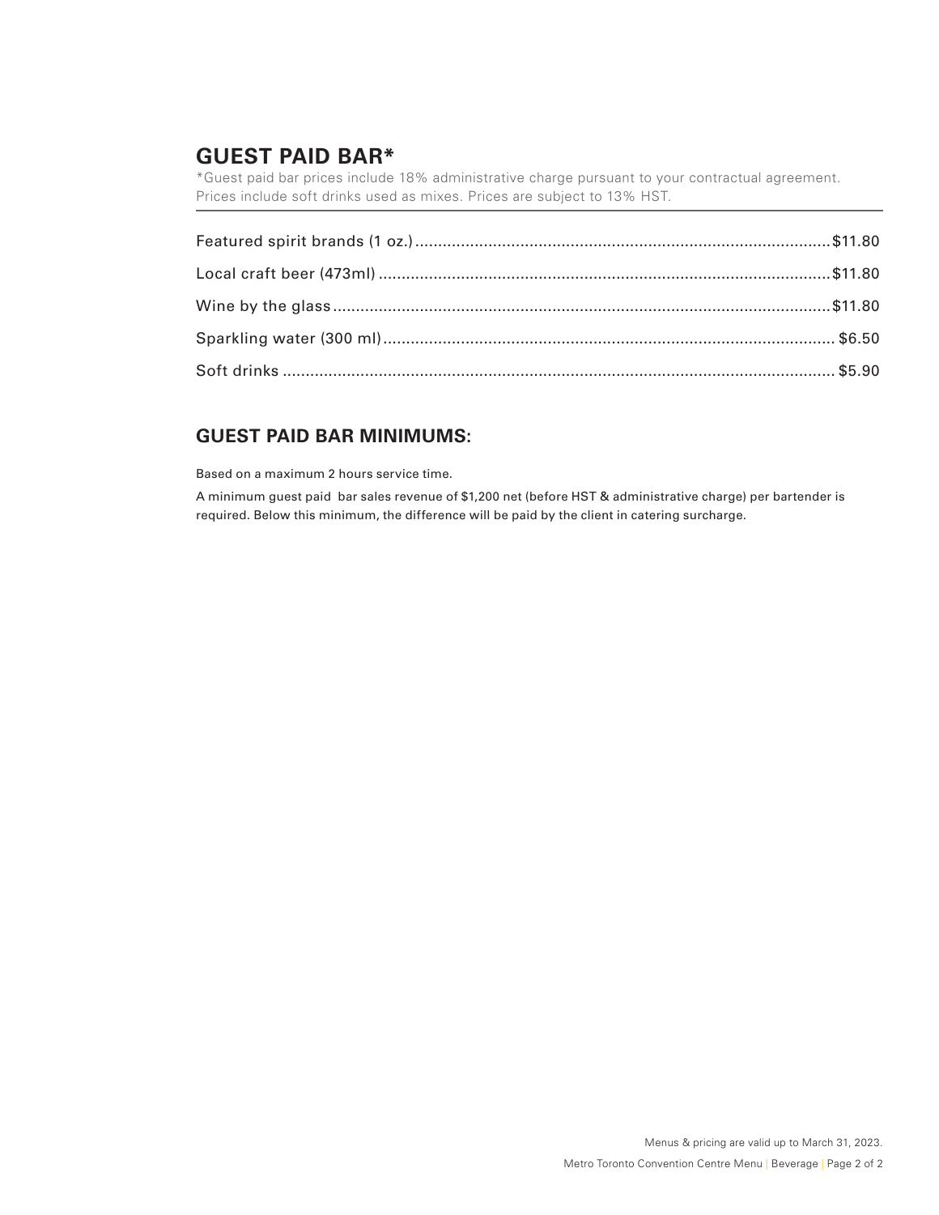## GUEST PAID BAR*

*Guest paid bar prices include 18% administrative charge pursuant to your contractual agreement. Prices include soft drinks used as mixes. Prices are subject to 13% HST.

| Item | Price |
|---|---|
| Featured spirit brands (1 oz.) | $11.80 |
| Local craft beer (473ml) | $11.80 |
| Wine by the glass | $11.80 |
| Sparkling water (300 ml) | $6.50 |
| Soft drinks | $5.90 |

## GUEST PAID BAR MINIMUMS:

Based on a maximum 2 hours service time.

A minimum guest paid bar sales revenue of $1,200 net (before HST & administrative charge) per bartender is required. Below this minimum, the difference will be paid by the client in catering surcharge.

Menus & pricing are valid up to March 31, 2023.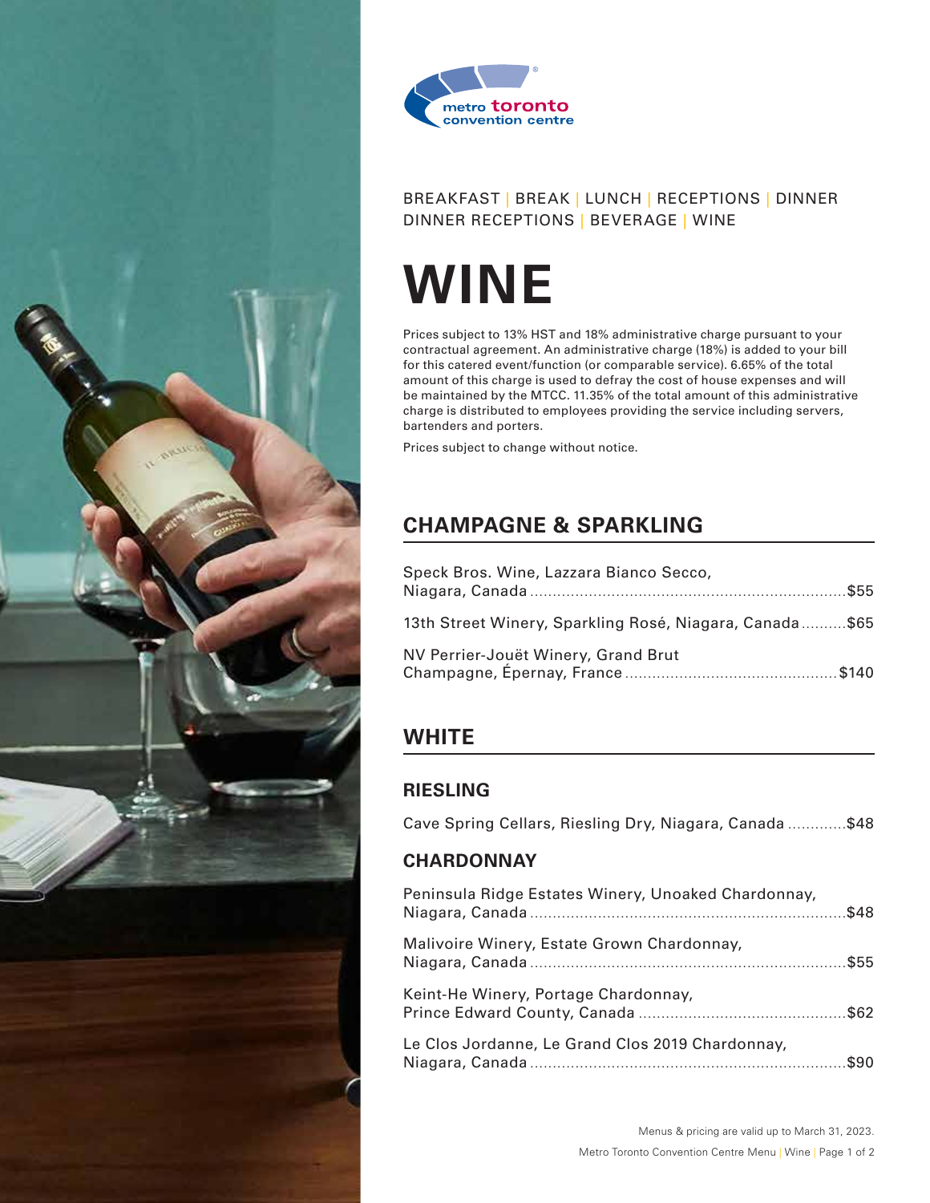BREAKFAST | BREAK | LUNCH | RECEPTIONS | DINNER
DINNER RECEPTIONS | BEVERAGE | WINE

# WINE

Prices subject to 13% HST and 18% administrative charge pursuant to your contractual agreement. An administrative charge (18%) is added to your bill for this catered event/function (or comparable service). 6.65% of the total amount of this charge is used to defray the cost of house expenses and will be maintained by the MTCC. 11.35% of the total amount of this administrative charge is distributed to employees providing the service including servers, bartenders and porters.

Prices subject to change without notice.

## CHAMPAGNE & SPARKLING

Speck Bros. Wine, Lazzara Bianco Secco, Niagara, Canada ..... $55

13th Street Winery, Sparkling Rosé, Niagara, Canada ..... $65

NV Perrier-Jouët Winery, Grand Brut Champagne, Épernay, France ..... $140

## WHITE

### RIESLING

Cave Spring Cellars, Riesling Dry, Niagara, Canada ..... $48

### CHARDONNAY

Peninsula Ridge Estates Winery, Unoaked Chardonnay, Niagara, Canada ..... $48

Malivoire Winery, Estate Grown Chardonnay, Niagara, Canada ..... $55

Keint-He Winery, Portage Chardonnay, Prince Edward County, Canada ..... $62

Le Clos Jordanne, Le Grand Clos 2019 Chardonnay, Niagara, Canada ..... $90

Menus & pricing are valid up to March 31, 2023.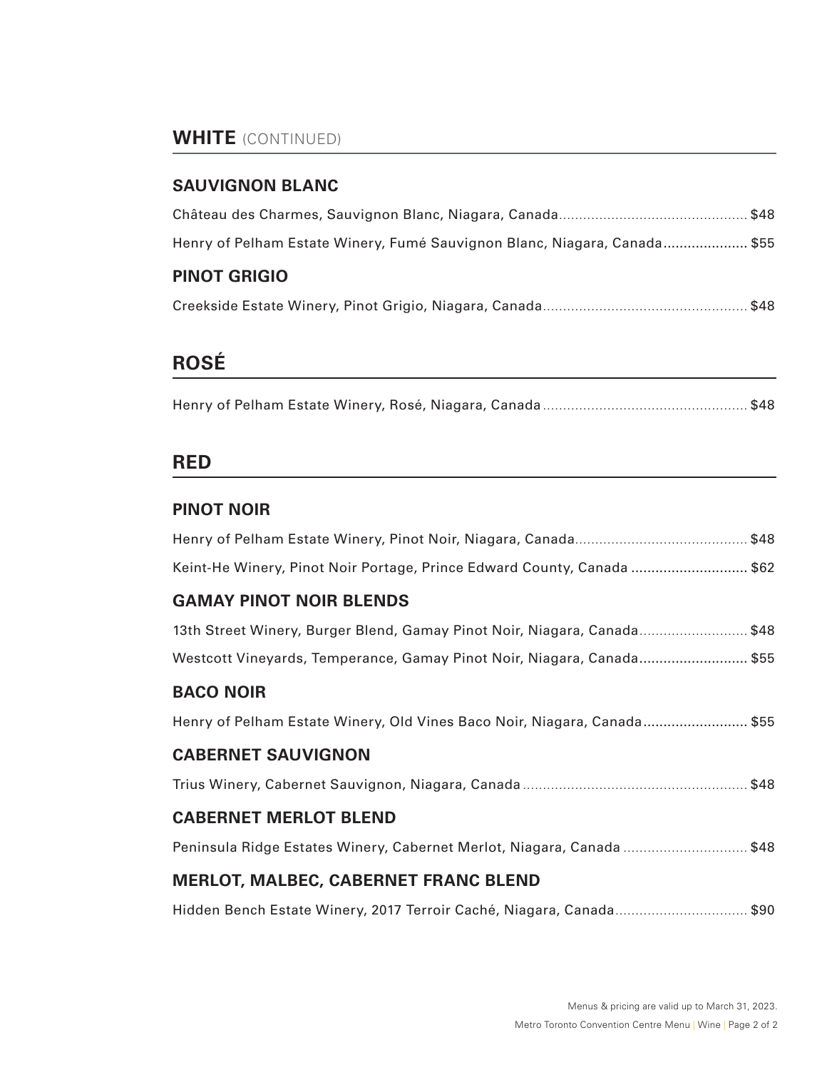## WHITE (CONTINUED)

### SAUVIGNON BLANC

Château des Charmes, Sauvignon Blanc, Niagara, Canada.............................................. $48

Henry of Pelham Estate Winery, Fumé Sauvignon Blanc, Niagara, Canada..................... $55

### PINOT GRIGIO

Creekside Estate Winery, Pinot Grigio, Niagara, Canada.................................................. $48

## ROSÉ

Henry of Pelham Estate Winery, Rosé, Niagara, Canada.................................................. $48

## RED

### PINOT NOIR

Henry of Pelham Estate Winery, Pinot Noir, Niagara, Canada.......................................... $48

Keint-He Winery, Pinot Noir Portage, Prince Edward County, Canada ............................ $62

### GAMAY PINOT NOIR BLENDS

13th Street Winery, Burger Blend, Gamay Pinot Noir, Niagara, Canada........................... $48

Westcott Vineyards, Temperance, Gamay Pinot Noir, Niagara, Canada........................... $55

### BACO NOIR

Henry of Pelham Estate Winery, Old Vines Baco Noir, Niagara, Canada.......................... $55

### CABERNET SAUVIGNON

Trius Winery, Cabernet Sauvignon, Niagara, Canada....................................................... $48

### CABERNET MERLOT BLEND

Peninsula Ridge Estates Winery, Cabernet Merlot, Niagara, Canada ............................... $48

### MERLOT, MALBEC, CABERNET FRANC BLEND

Hidden Bench Estate Winery, 2017 Terroir Caché, Niagara, Canada................................. $90

Menus & pricing are valid up to March 31, 2023.